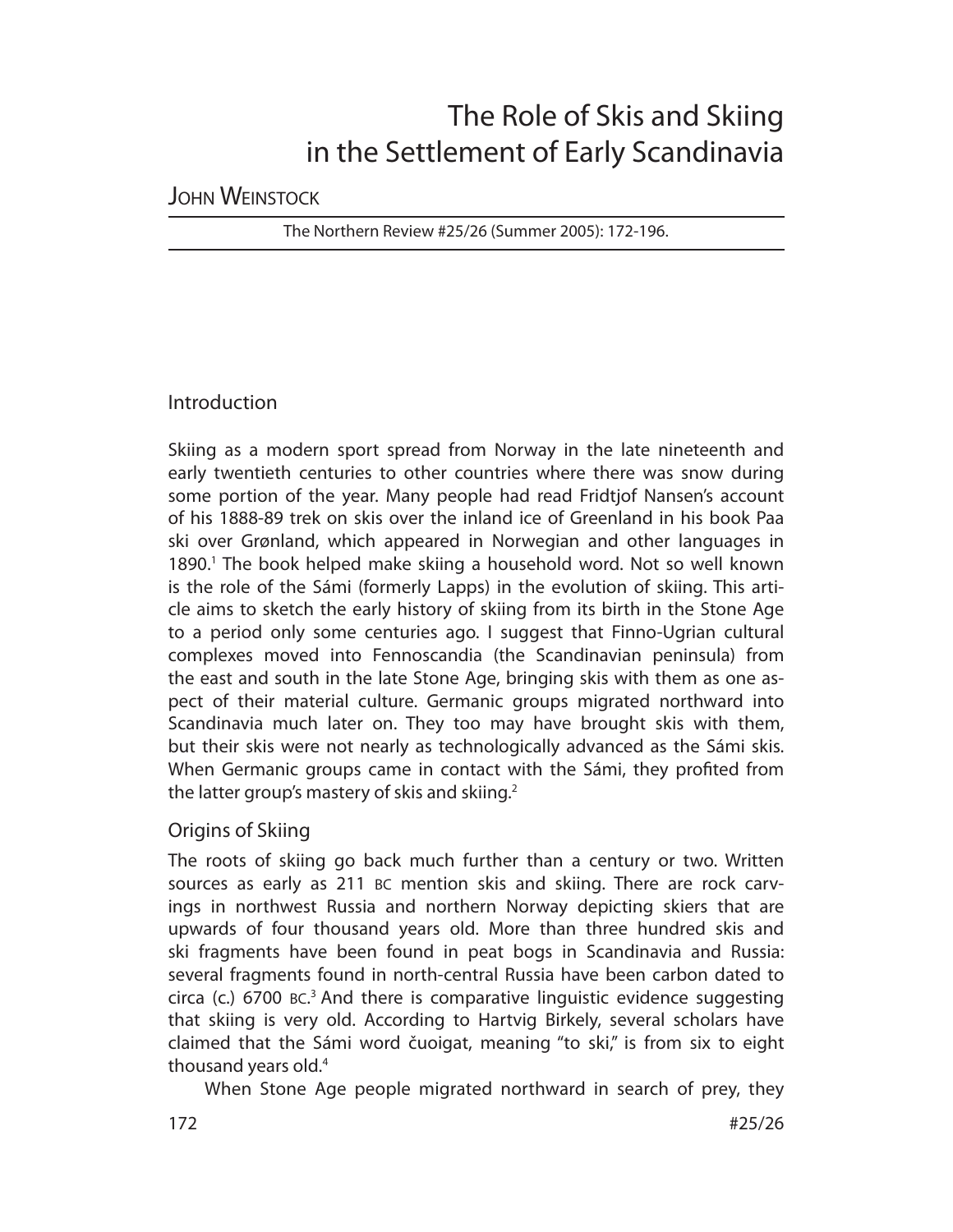# The Role of Skis and Skiing in the Settlement of Early Scandinavia

JOHN WEINSTOCK

The Northern Review #25/26 (Summer 2005): 172-196.

## Introduction

Skiing as a modern sport spread from Norway in the late nineteenth and early twentieth centuries to other countries where there was snow during some portion of the year. Many people had read Fridtjof Nansen's account of his 1888-89 trek on skis over the inland ice of Greenland in his book Paa ski over Grønland, which appeared in Norwegian and other languages in 1890.[1] The book helped make skiing a household word. Not so well known is the role of the Sámi (formerly Lapps) in the evolution of skiing. This article aims to sketch the early history of skiing from its birth in the Stone Age to a period only some centuries ago. I suggest that Finno-Ugrian cultural complexes moved into Fennoscandia (the Scandinavian peninsula) from the east and south in the late Stone Age, bringing skis with them as one aspect of their material culture. Germanic groups migrated northward into Scandinavia much later on. They too may have brought skis with them, but their skis were not nearly as technologically advanced as the Sámi skis. When Germanic groups came in contact with the Sámi, they profited from the latter group's mastery of skis and skiing.[2]

## Origins of Skiing

The roots of skiing go back much further than a century or two. Written sources as early as 211 BC mention skis and skiing. There are rock carvings in northwest Russia and northern Norway depicting skiers that are upwards of four thousand years old. More than three hundred skis and ski fragments have been found in peat bogs in Scandinavia and Russia: several fragments found in north-central Russia have been carbon dated to circa (c.) 6700 BC.[3] And there is comparative linguistic evidence suggesting that skiing is very old. According to Hartvig Birkely, several scholars have claimed that the Sámi word čuoigat, meaning "to ski," is from six to eight thousand years old.[4]

When Stone Age people migrated northward in search of prey, they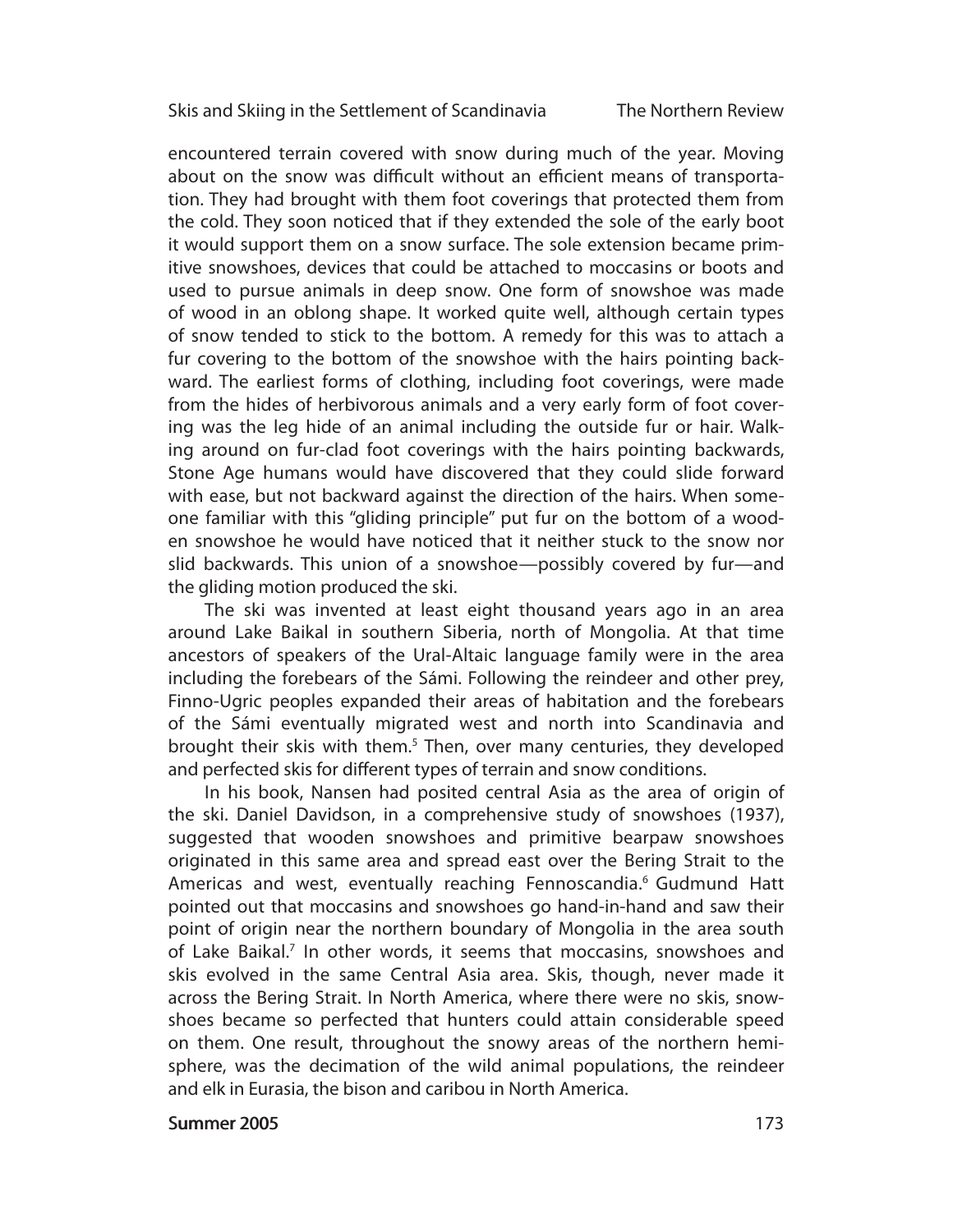encountered terrain covered with snow during much of the year. Moving about on the snow was difficult without an efficient means of transportation. They had brought with them foot coverings that protected them from the cold. They soon noticed that if they extended the sole of the early boot it would support them on a snow surface. The sole extension became primitive snowshoes, devices that could be attached to moccasins or boots and used to pursue animals in deep snow. One form of snowshoe was made of wood in an oblong shape. It worked quite well, although certain types of snow tended to stick to the bottom. A remedy for this was to attach a fur covering to the bottom of the snowshoe with the hairs pointing backward. The earliest forms of clothing, including foot coverings, were made from the hides of herbivorous animals and a very early form of foot covering was the leg hide of an animal including the outside fur or hair. Walking around on fur-clad foot coverings with the hairs pointing backwards, Stone Age humans would have discovered that they could slide forward with ease, but not backward against the direction of the hairs. When someone familiar with this "gliding principle" put fur on the bottom of a wooden snowshoe he would have noticed that it neither stuck to the snow nor slid backwards. This union of a snowshoe—possibly covered by fur—and the gliding motion produced the ski.

The ski was invented at least eight thousand years ago in an area around Lake Baikal in southern Siberia, north of Mongolia. At that time ancestors of speakers of the Ural-Altaic language family were in the area including the forebears of the Sámi. Following the reindeer and other prey, Finno-Ugric peoples expanded their areas of habitation and the forebears of the Sámi eventually migrated west and north into Scandinavia and brought their skis with them.[5] Then, over many centuries, they developed and perfected skis for different types of terrain and snow conditions.

In his book, Nansen had posited central Asia as the area of origin of the ski. Daniel Davidson, in a comprehensive study of snowshoes (1937), suggested that wooden snowshoes and primitive bearpaw snowshoes originated in this same area and spread east over the Bering Strait to the Americas and west, eventually reaching Fennoscandia.[6] Gudmund Hatt pointed out that moccasins and snowshoes go hand-in-hand and saw their point of origin near the northern boundary of Mongolia in the area south of Lake Baikal.[7] In other words, it seems that moccasins, snowshoes and skis evolved in the same Central Asia area. Skis, though, never made it across the Bering Strait. In North America, where there were no skis, snowshoes became so perfected that hunters could attain considerable speed on them. One result, throughout the snowy areas of the northern hemisphere, was the decimation of the wild animal populations, the reindeer and elk in Eurasia, the bison and caribou in North America.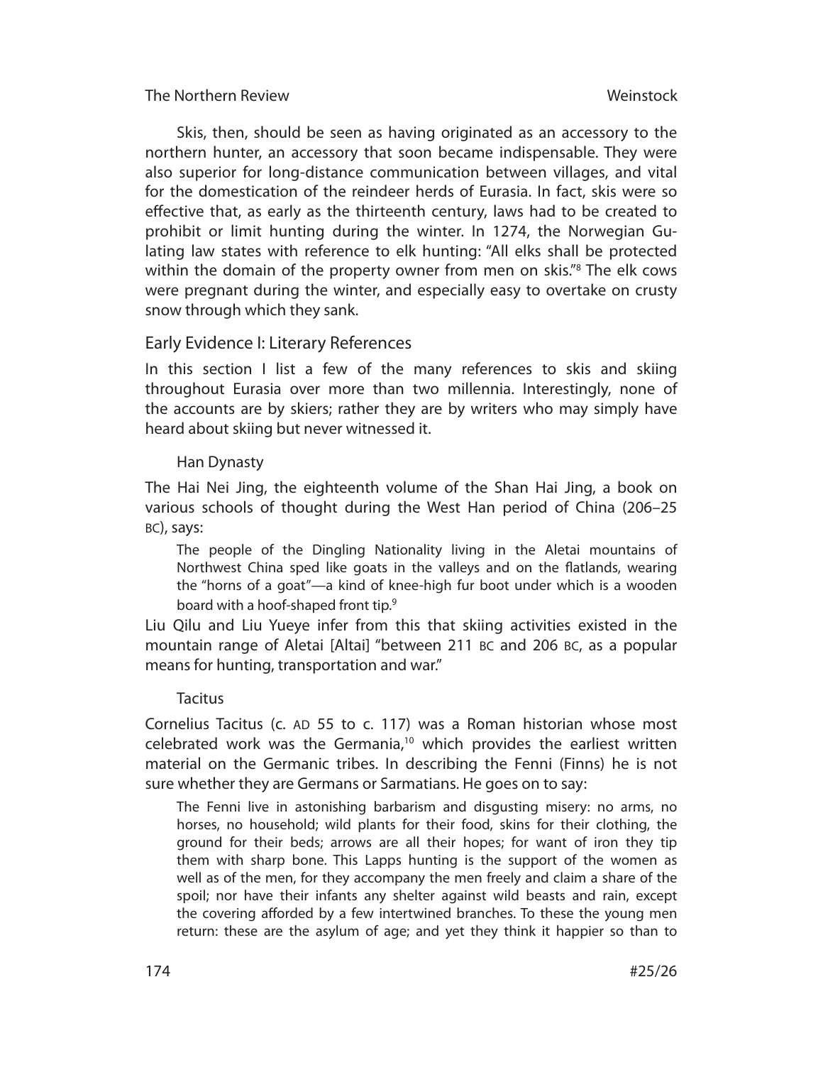Skis, then, should be seen as having originated as an accessory to the northern hunter, an accessory that soon became indispensable. They were also superior for long-distance communication between villages, and vital for the domestication of the reindeer herds of Eurasia. In fact, skis were so effective that, as early as the thirteenth century, laws had to be created to prohibit or limit hunting during the winter. In 1274, the Norwegian Gulating law states with reference to elk hunting: "All elks shall be protected within the domain of the property owner from men on skis."[8] The elk cows were pregnant during the winter, and especially easy to overtake on crusty snow through which they sank.

## Early Evidence I: Literary References

In this section I list a few of the many references to skis and skiing throughout Eurasia over more than two millennia. Interestingly, none of the accounts are by skiers; rather they are by writers who may simply have heard about skiing but never witnessed it.

### Han Dynasty

The Hai Nei Jing, the eighteenth volume of the Shan Hai Jing, a book on various schools of thought during the West Han period of China (206–25 BC), says:

> The people of the Dingling Nationality living in the Aletai mountains of Northwest China sped like goats in the valleys and on the flatlands, wearing the "horns of a goat"—a kind of knee-high fur boot under which is a wooden board with a hoof-shaped front tip.[9]

Liu Qilu and Liu Yueye infer from this that skiing activities existed in the mountain range of Aletai [Altai] "between 211 BC and 206 BC, as a popular means for hunting, transportation and war."

### Tacitus

Cornelius Tacitus (c. AD 55 to c. 117) was a Roman historian whose most celebrated work was the Germania,[10] which provides the earliest written material on the Germanic tribes. In describing the Fenni (Finns) he is not sure whether they are Germans or Sarmatians. He goes on to say:

> The Fenni live in astonishing barbarism and disgusting misery: no arms, no horses, no household; wild plants for their food, skins for their clothing, the ground for their beds; arrows are all their hopes; for want of iron they tip them with sharp bone. This Lapps hunting is the support of the women as well as of the men, for they accompany the men freely and claim a share of the spoil; nor have their infants any shelter against wild beasts and rain, except the covering afforded by a few intertwined branches. To these the young men return: these are the asylum of age; and yet they think it happier so than to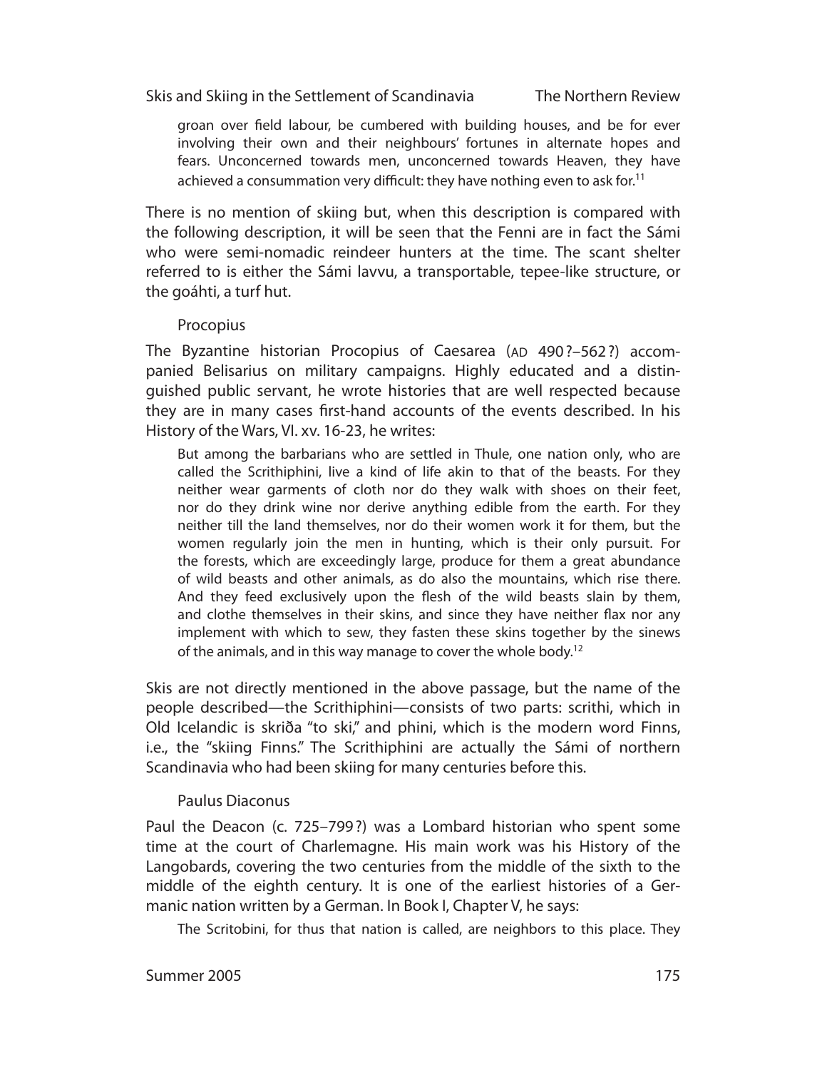groan over field labour, be cumbered with building houses, and be for ever involving their own and their neighbours' fortunes in alternate hopes and fears. Unconcerned towards men, unconcerned towards Heaven, they have achieved a consummation very difficult: they have nothing even to ask for.[11]

There is no mention of skiing but, when this description is compared with the following description, it will be seen that the Fenni are in fact the Sámi who were semi-nomadic reindeer hunters at the time. The scant shelter referred to is either the Sámi lavvu, a transportable, tepee-like structure, or the goáhti, a turf hut.

### Procopius

The Byzantine historian Procopius of Caesarea (AD 490?–562?) accompanied Belisarius on military campaigns. Highly educated and a distinguished public servant, he wrote histories that are well respected because they are in many cases first-hand accounts of the events described. In his History of the Wars, VI. xv. 16-23, he writes:

> But among the barbarians who are settled in Thule, one nation only, who are called the Scrithiphini, live a kind of life akin to that of the beasts. For they neither wear garments of cloth nor do they walk with shoes on their feet, nor do they drink wine nor derive anything edible from the earth. For they neither till the land themselves, nor do their women work it for them, but the women regularly join the men in hunting, which is their only pursuit. For the forests, which are exceedingly large, produce for them a great abundance of wild beasts and other animals, as do also the mountains, which rise there. And they feed exclusively upon the flesh of the wild beasts slain by them, and clothe themselves in their skins, and since they have neither flax nor any implement with which to sew, they fasten these skins together by the sinews of the animals, and in this way manage to cover the whole body.[12]

Skis are not directly mentioned in the above passage, but the name of the people described—the Scrithiphini—consists of two parts: scrithi, which in Old Icelandic is skriða "to ski," and phini, which is the modern word Finns, i.e., the "skiing Finns." The Scrithiphini are actually the Sámi of northern Scandinavia who had been skiing for many centuries before this.

### Paulus Diaconus

Paul the Deacon (c. 725–799?) was a Lombard historian who spent some time at the court of Charlemagne. His main work was his History of the Langobards, covering the two centuries from the middle of the sixth to the middle of the eighth century. It is one of the earliest histories of a Germanic nation written by a German. In Book I, Chapter V, he says:

> The Scritobini, for thus that nation is called, are neighbors to this place. They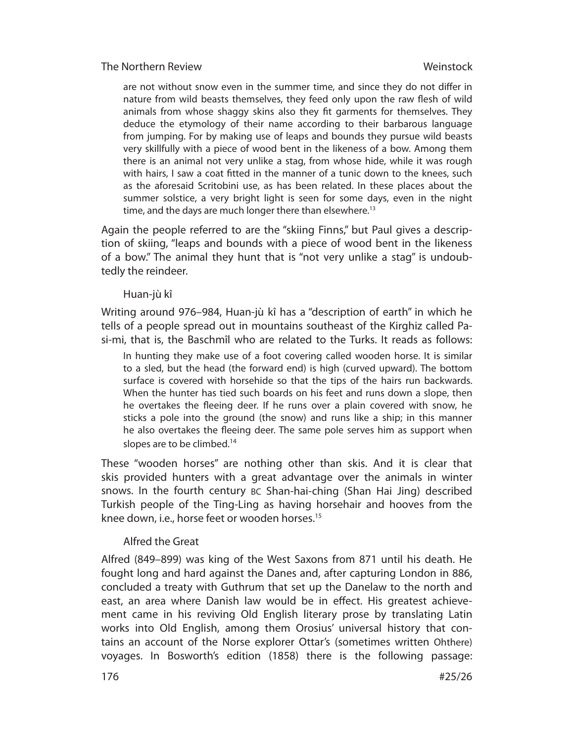> are not without snow even in the summer time, and since they do not differ in nature from wild beasts themselves, they feed only upon the raw flesh of wild animals from whose shaggy skins also they fit garments for themselves. They deduce the etymology of their name according to their barbarous language from jumping. For by making use of leaps and bounds they pursue wild beasts very skillfully with a piece of wood bent in the likeness of a bow. Among them there is an animal not very unlike a stag, from whose hide, while it was rough with hairs, I saw a coat fitted in the manner of a tunic down to the knees, such as the aforesaid Scritobini use, as has been related. In these places about the summer solstice, a very bright light is seen for some days, even in the night time, and the days are much longer there than elsewhere.[13]

Again the people referred to are the "skiing Finns," but Paul gives a description of skiing, "leaps and bounds with a piece of wood bent in the likeness of a bow." The animal they hunt that is "not very unlike a stag" is undoubtedly the reindeer.

### Huan-jù kî

Writing around 976–984, Huan-jù kî has a "description of earth" in which he tells of a people spread out in mountains southeast of the Kirghiz called Pa-si-mi, that is, the Baschmîl who are related to the Turks. It reads as follows:

> In hunting they make use of a foot covering called wooden horse. It is similar to a sled, but the head (the forward end) is high (curved upward). The bottom surface is covered with horsehide so that the tips of the hairs run backwards. When the hunter has tied such boards on his feet and runs down a slope, then he overtakes the fleeing deer. If he runs over a plain covered with snow, he sticks a pole into the ground (the snow) and runs like a ship; in this manner he also overtakes the fleeing deer. The same pole serves him as support when slopes are to be climbed.[14]

These "wooden horses" are nothing other than skis. And it is clear that skis provided hunters with a great advantage over the animals in winter snows. In the fourth century BC Shan-hai-ching (Shan Hai Jing) described Turkish people of the Ting-Ling as having horsehair and hooves from the knee down, i.e., horse feet or wooden horses.[15]

### Alfred the Great

Alfred (849–899) was king of the West Saxons from 871 until his death. He fought long and hard against the Danes and, after capturing London in 886, concluded a treaty with Guthrum that set up the Danelaw to the north and east, an area where Danish law would be in effect. His greatest achievement came in his reviving Old English literary prose by translating Latin works into Old English, among them Orosius' universal history that contains an account of the Norse explorer Ottar's (sometimes written Ohthere) voyages. In Bosworth's edition (1858) there is the following passage: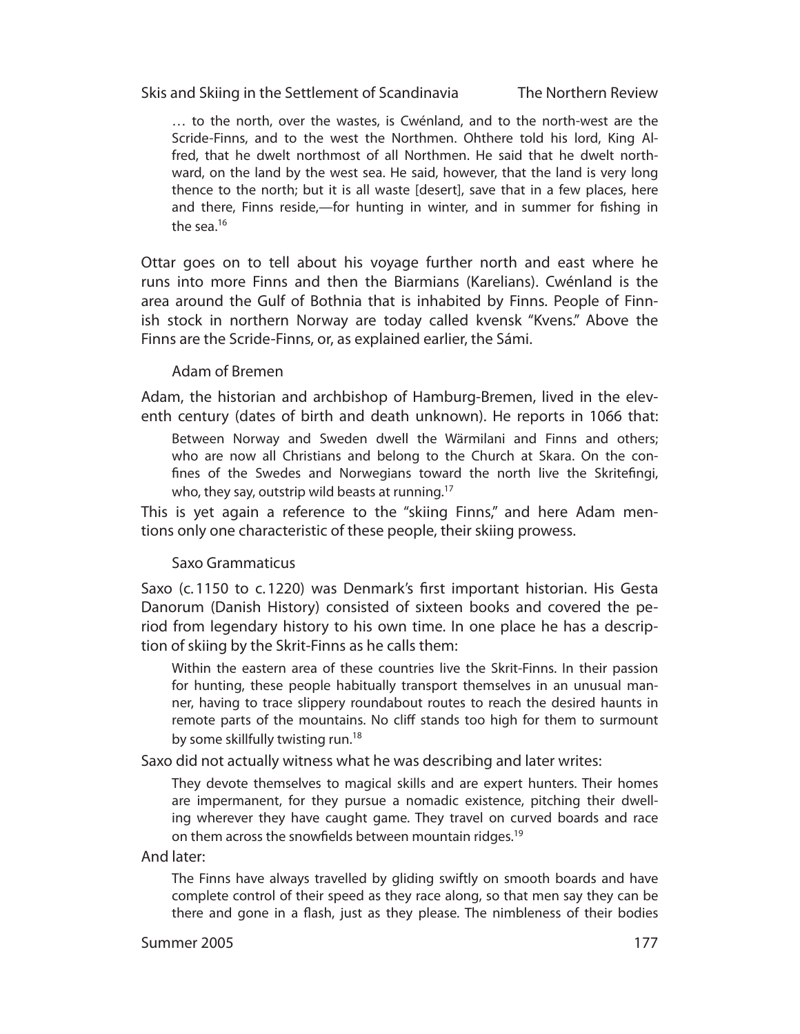> … to the north, over the wastes, is Cwénland, and to the north-west are the Scride-Finns, and to the west the Northmen. Ohthere told his lord, King Alfred, that he dwelt northmost of all Northmen. He said that he dwelt northward, on the land by the west sea. He said, however, that the land is very long thence to the north; but it is all waste [desert], save that in a few places, here and there, Finns reside,—for hunting in winter, and in summer for fishing in the sea.[16]

Ottar goes on to tell about his voyage further north and east where he runs into more Finns and then the Biarmians (Karelians). Cwénland is the area around the Gulf of Bothnia that is inhabited by Finns. People of Finnish stock in northern Norway are today called kvensk "Kvens." Above the Finns are the Scride-Finns, or, as explained earlier, the Sámi.

### Adam of Bremen

Adam, the historian and archbishop of Hamburg-Bremen, lived in the eleventh century (dates of birth and death unknown). He reports in 1066 that:

> Between Norway and Sweden dwell the Wärmilani and Finns and others; who are now all Christians and belong to the Church at Skara. On the confines of the Swedes and Norwegians toward the north live the Skritefingi, who, they say, outstrip wild beasts at running.[17]

This is yet again a reference to the "skiing Finns," and here Adam mentions only one characteristic of these people, their skiing prowess.

### Saxo Grammaticus

Saxo (c. 1150 to c. 1220) was Denmark's first important historian. His Gesta Danorum (Danish History) consisted of sixteen books and covered the period from legendary history to his own time. In one place he has a description of skiing by the Skrit-Finns as he calls them:

> Within the eastern area of these countries live the Skrit-Finns. In their passion for hunting, these people habitually transport themselves in an unusual manner, having to trace slippery roundabout routes to reach the desired haunts in remote parts of the mountains. No cliff stands too high for them to surmount by some skillfully twisting run.[18]

Saxo did not actually witness what he was describing and later writes:

> They devote themselves to magical skills and are expert hunters. Their homes are impermanent, for they pursue a nomadic existence, pitching their dwelling wherever they have caught game. They travel on curved boards and race on them across the snowfields between mountain ridges.[19]

And later:

> The Finns have always travelled by gliding swiftly on smooth boards and have complete control of their speed as they race along, so that men say they can be there and gone in a flash, just as they please. The nimbleness of their bodies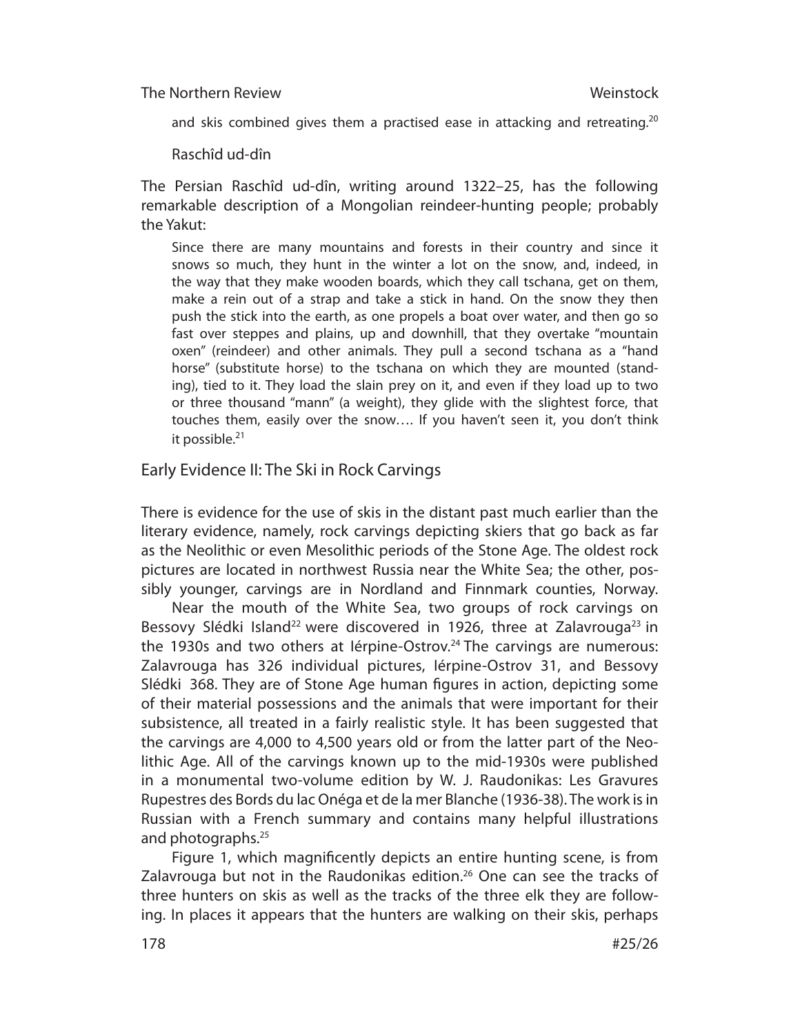and skis combined gives them a practised ease in attacking and retreating.[20]

Raschîd ud-dîn

The Persian Raschîd ud-dîn, writing around 1322–25, has the following remarkable description of a Mongolian reindeer-hunting people; probably the Yakut:

> Since there are many mountains and forests in their country and since it snows so much, they hunt in the winter a lot on the snow, and, indeed, in the way that they make wooden boards, which they call tschana, get on them, make a rein out of a strap and take a stick in hand. On the snow they then push the stick into the earth, as one propels a boat over water, and then go so fast over steppes and plains, up and downhill, that they overtake "mountain oxen" (reindeer) and other animals. They pull a second tschana as a "hand horse" (substitute horse) to the tschana on which they are mounted (standing), tied to it. They load the slain prey on it, and even if they load up to two or three thousand "mann" (a weight), they glide with the slightest force, that touches them, easily over the snow…. If you haven't seen it, you don't think it possible.[21]

## Early Evidence II: The Ski in Rock Carvings

There is evidence for the use of skis in the distant past much earlier than the literary evidence, namely, rock carvings depicting skiers that go back as far as the Neolithic or even Mesolithic periods of the Stone Age. The oldest rock pictures are located in northwest Russia near the White Sea; the other, possibly younger, carvings are in Nordland and Finnmark counties, Norway.

Near the mouth of the White Sea, two groups of rock carvings on Bessovy Slédki Island[22] were discovered in 1926, three at Zalavrouga[23] in the 1930s and two others at Iérpine-Ostrov.[24] The carvings are numerous: Zalavrouga has 326 individual pictures, Iérpine-Ostrov 31, and Bessovy Slédki 368. They are of Stone Age human figures in action, depicting some of their material possessions and the animals that were important for their subsistence, all treated in a fairly realistic style. It has been suggested that the carvings are 4,000 to 4,500 years old or from the latter part of the Neolithic Age. All of the carvings known up to the mid-1930s were published in a monumental two-volume edition by W. J. Raudonikas: Les Gravures Rupestres des Bords du lac Onéga et de la mer Blanche (1936-38). The work is in Russian with a French summary and contains many helpful illustrations and photographs.[25]

Figure 1, which magnificently depicts an entire hunting scene, is from Zalavrouga but not in the Raudonikas edition.[26] One can see the tracks of three hunters on skis as well as the tracks of the three elk they are following. In places it appears that the hunters are walking on their skis, perhaps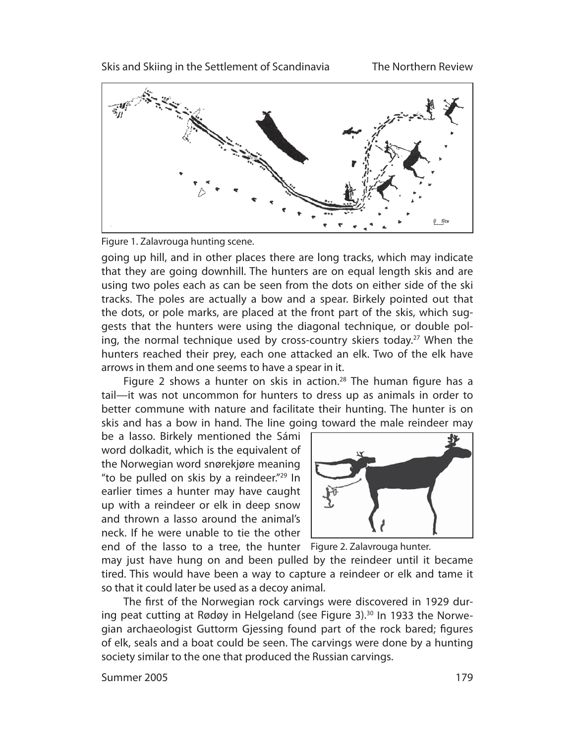Figure 1. Zalavrouga hunting scene.

going up hill, and in other places there are long tracks, which may indicate that they are going downhill. The hunters are on equal length skis and are using two poles each as can be seen from the dots on either side of the ski tracks. The poles are actually a bow and a spear. Birkely pointed out that the dots, or pole marks, are placed at the front part of the skis, which suggests that the hunters were using the diagonal technique, or double poling, the normal technique used by cross-country skiers today.[27] When the hunters reached their prey, each one attacked an elk. Two of the elk have arrows in them and one seems to have a spear in it.

Figure 2 shows a hunter on skis in action.[28] The human figure has a tail—it was not uncommon for hunters to dress up as animals in order to better commune with nature and facilitate their hunting. The hunter is on skis and has a bow in hand. The line going toward the male reindeer may be a lasso. Birkely mentioned the Sámi word dolkadit, which is the equivalent of the Norwegian word snørekjøre meaning "to be pulled on skis by a reindeer."[29] In earlier times a hunter may have caught up with a reindeer or elk in deep snow and thrown a lasso around the animal's neck. If he were unable to tie the other end of the lasso to a tree, the hunter may just have hung on and been pulled by the reindeer until it became tired. This would have been a way to capture a reindeer or elk and tame it so that it could later be used as a decoy animal.

Figure 2. Zalavrouga hunter.

The first of the Norwegian rock carvings were discovered in 1929 during peat cutting at Rødøy in Helgeland (see Figure 3).[30] In 1933 the Norwegian archaeologist Guttorm Gjessing found part of the rock bared; figures of elk, seals and a boat could be seen. The carvings were done by a hunting society similar to the one that produced the Russian carvings.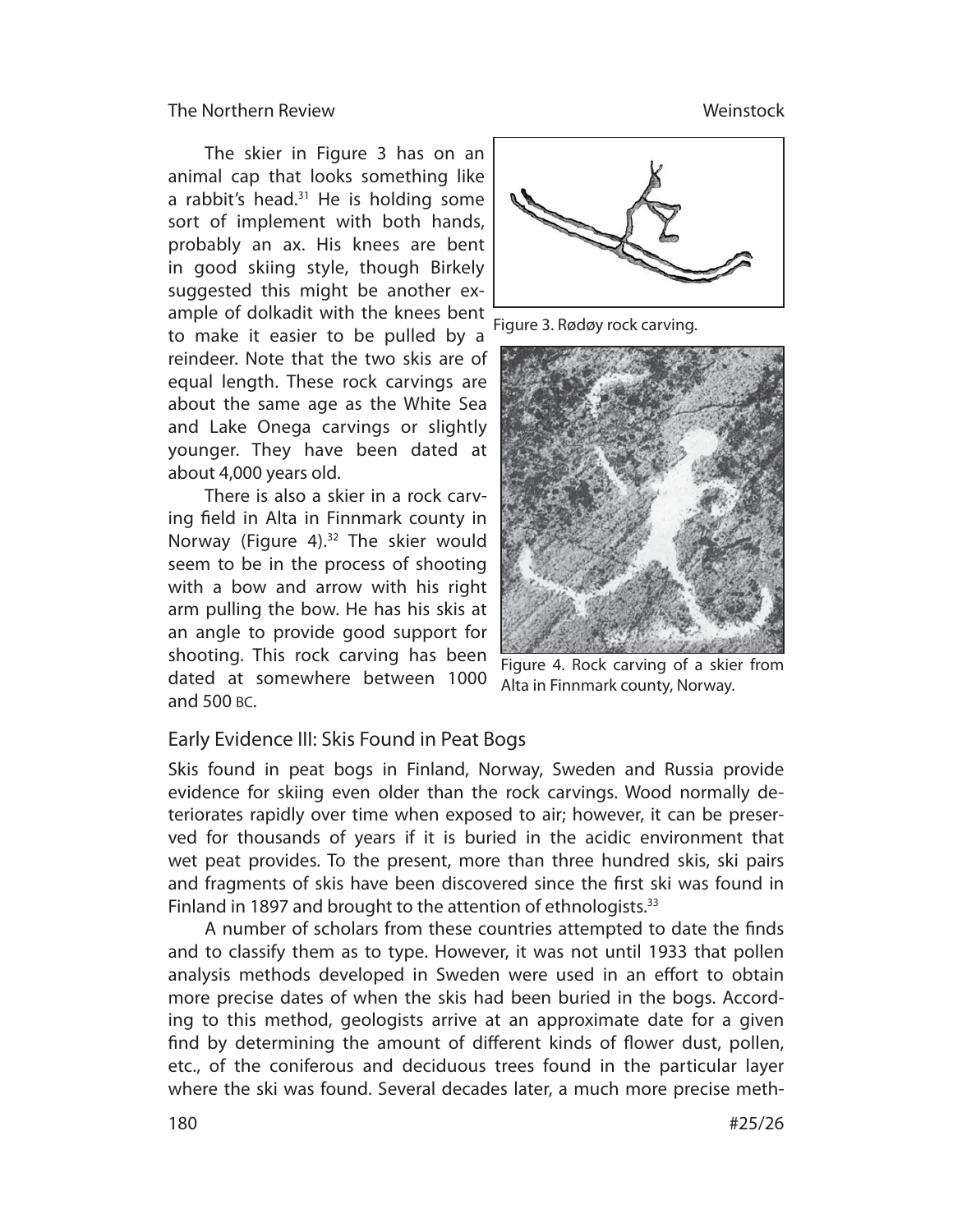The skier in Figure 3 has on an animal cap that looks something like a rabbit's head.[31] He is holding some sort of implement with both hands, probably an ax. His knees are bent in good skiing style, though Birkely suggested this might be another example of dolkadit with the knees bent to make it easier to be pulled by a reindeer. Note that the two skis are of equal length. These rock carvings are about the same age as the White Sea and Lake Onega carvings or slightly younger. They have been dated at about 4,000 years old.

Figure 3. Rødøy rock carving.

There is also a skier in a rock carving field in Alta in Finnmark county in Norway (Figure 4).[32] The skier would seem to be in the process of shooting with a bow and arrow with his right arm pulling the bow. He has his skis at an angle to provide good support for shooting. This rock carving has been dated at somewhere between 1000 and 500 BC.

Figure 4. Rock carving of a skier from Alta in Finnmark county, Norway.

## Early Evidence III: Skis Found in Peat Bogs

Skis found in peat bogs in Finland, Norway, Sweden and Russia provide evidence for skiing even older than the rock carvings. Wood normally deteriorates rapidly over time when exposed to air; however, it can be preserved for thousands of years if it is buried in the acidic environment that wet peat provides. To the present, more than three hundred skis, ski pairs and fragments of skis have been discovered since the first ski was found in Finland in 1897 and brought to the attention of ethnologists.[33]

A number of scholars from these countries attempted to date the finds and to classify them as to type. However, it was not until 1933 that pollen analysis methods developed in Sweden were used in an effort to obtain more precise dates of when the skis had been buried in the bogs. According to this method, geologists arrive at an approximate date for a given find by determining the amount of different kinds of flower dust, pollen, etc., of the coniferous and deciduous trees found in the particular layer where the ski was found. Several decades later, a much more precise meth-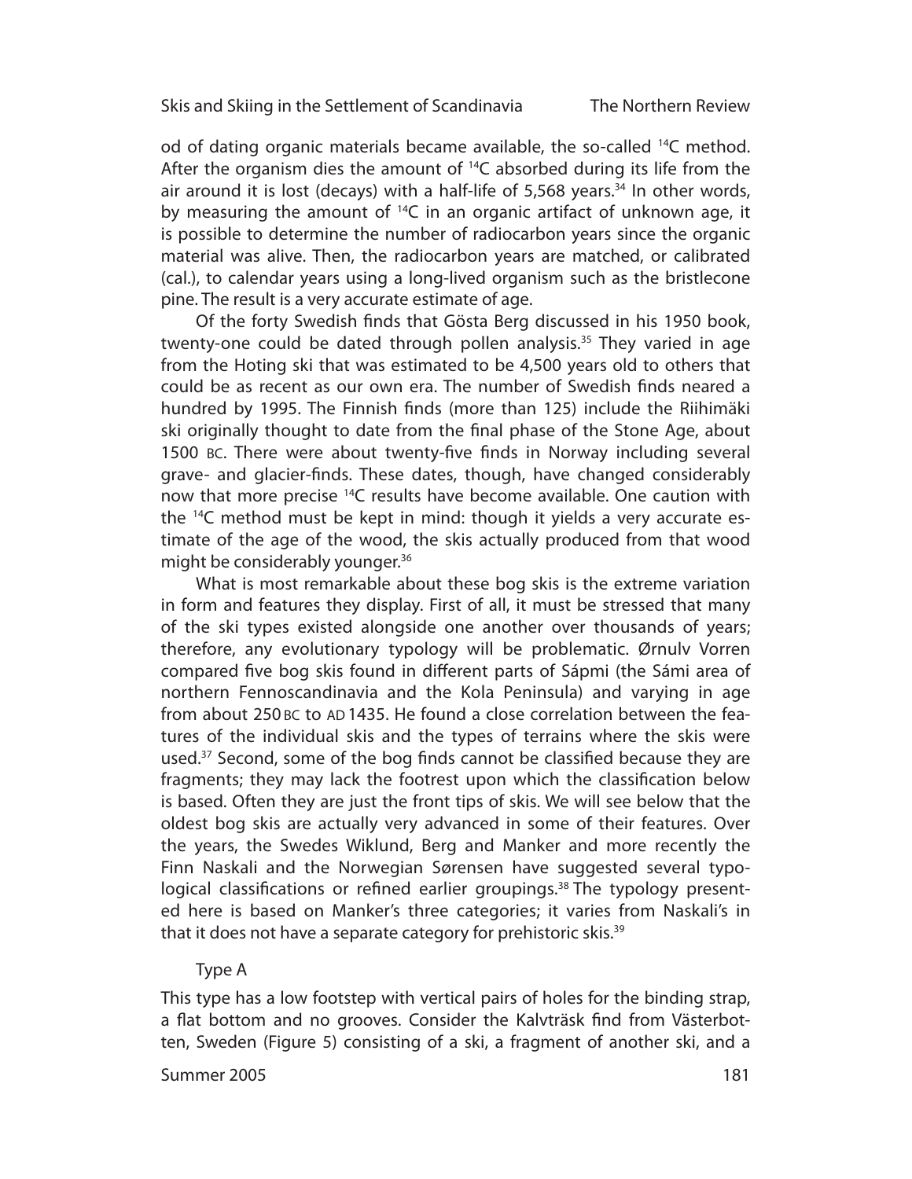od of dating organic materials became available, the so-called $^{14}C$ method. After the organism dies the amount of $^{14}C$ absorbed during its life from the air around it is lost (decays) with a half-life of 5,568 years.[34] In other words, by measuring the amount of $^{14}C$ in an organic artifact of unknown age, it is possible to determine the number of radiocarbon years since the organic material was alive. Then, the radiocarbon years are matched, or calibrated (cal.), to calendar years using a long-lived organism such as the bristlecone pine. The result is a very accurate estimate of age.

Of the forty Swedish finds that Gösta Berg discussed in his 1950 book, twenty-one could be dated through pollen analysis.[35] They varied in age from the Hoting ski that was estimated to be 4,500 years old to others that could be as recent as our own era. The number of Swedish finds neared a hundred by 1995. The Finnish finds (more than 125) include the Riihimäki ski originally thought to date from the final phase of the Stone Age, about 1500 BC. There were about twenty-five finds in Norway including several grave- and glacier-finds. These dates, though, have changed considerably now that more precise $^{14}C$ results have become available. One caution with the $^{14}C$ method must be kept in mind: though it yields a very accurate estimate of the age of the wood, the skis actually produced from that wood might be considerably younger.[36]

What is most remarkable about these bog skis is the extreme variation in form and features they display. First of all, it must be stressed that many of the ski types existed alongside one another over thousands of years; therefore, any evolutionary typology will be problematic. Ørnulv Vorren compared five bog skis found in different parts of Sápmi (the Sámi area of northern Fennoscandinavia and the Kola Peninsula) and varying in age from about 250 BC to AD 1435. He found a close correlation between the features of the individual skis and the types of terrains where the skis were used.[37] Second, some of the bog finds cannot be classified because they are fragments; they may lack the footrest upon which the classification below is based. Often they are just the front tips of skis. We will see below that the oldest bog skis are actually very advanced in some of their features. Over the years, the Swedes Wiklund, Berg and Manker and more recently the Finn Naskali and the Norwegian Sørensen have suggested several typological classifications or refined earlier groupings.[38] The typology presented here is based on Manker's three categories; it varies from Naskali's in that it does not have a separate category for prehistoric skis.[39]

### Type A

This type has a low footstep with vertical pairs of holes for the binding strap, a flat bottom and no grooves. Consider the Kalvträsk find from Västerbotten, Sweden (Figure 5) consisting of a ski, a fragment of another ski, and a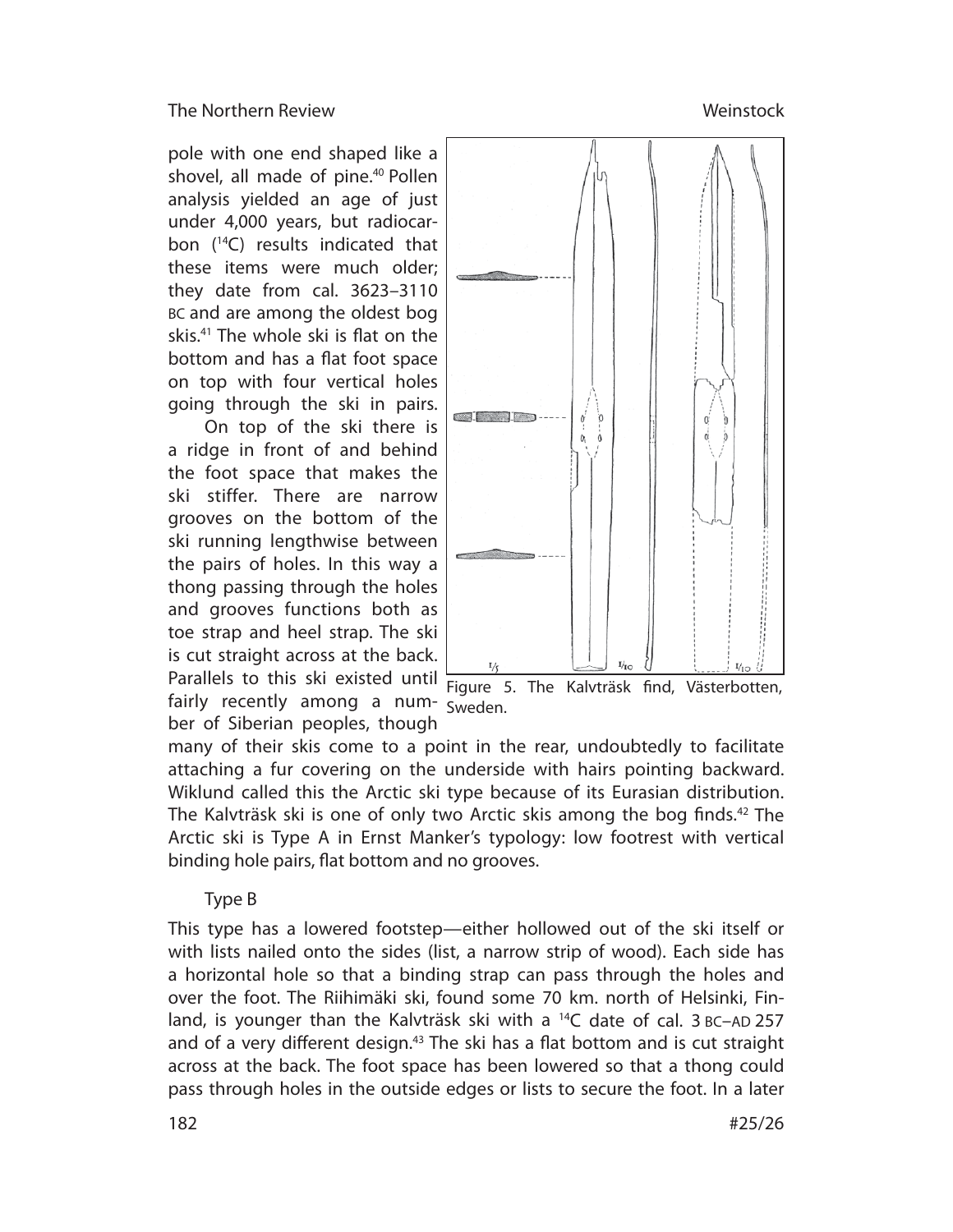pole with one end shaped like a shovel, all made of pine.[40] Pollen analysis yielded an age of just under 4,000 years, but radiocarbon ($^{14}C$) results indicated that these items were much older; they date from cal. 3623–3110 BC and are among the oldest bog skis.[41] The whole ski is flat on the bottom and has a flat foot space on top with four vertical holes going through the ski in pairs.

On top of the ski there is a ridge in front of and behind the foot space that makes the ski stiffer. There are narrow grooves on the bottom of the ski running lengthwise between the pairs of holes. In this way a thong passing through the holes and grooves functions both as toe strap and heel strap. The ski is cut straight across at the back. Parallels to this ski existed until fairly recently among a number of Siberian peoples, though many of their skis come to a point in the rear, undoubtedly to facilitate attaching a fur covering on the underside with hairs pointing backward. Wiklund called this the Arctic ski type because of its Eurasian distribution. The Kalvträsk ski is one of only two Arctic skis among the bog finds.[42] The Arctic ski is Type A in Ernst Manker's typology: low footrest with vertical binding hole pairs, flat bottom and no grooves.

Figure 5. The Kalvträsk find, Västerbotten, Sweden.

### Type B

This type has a lowered footstep—either hollowed out of the ski itself or with lists nailed onto the sides (list, a narrow strip of wood). Each side has a horizontal hole so that a binding strap can pass through the holes and over the foot. The Riihimäki ski, found some 70 km. north of Helsinki, Finland, is younger than the Kalvträsk ski with a $^{14}C$ date of cal. 3 BC–AD 257 and of a very different design.[43] The ski has a flat bottom and is cut straight across at the back. The foot space has been lowered so that a thong could pass through holes in the outside edges or lists to secure the foot. In a later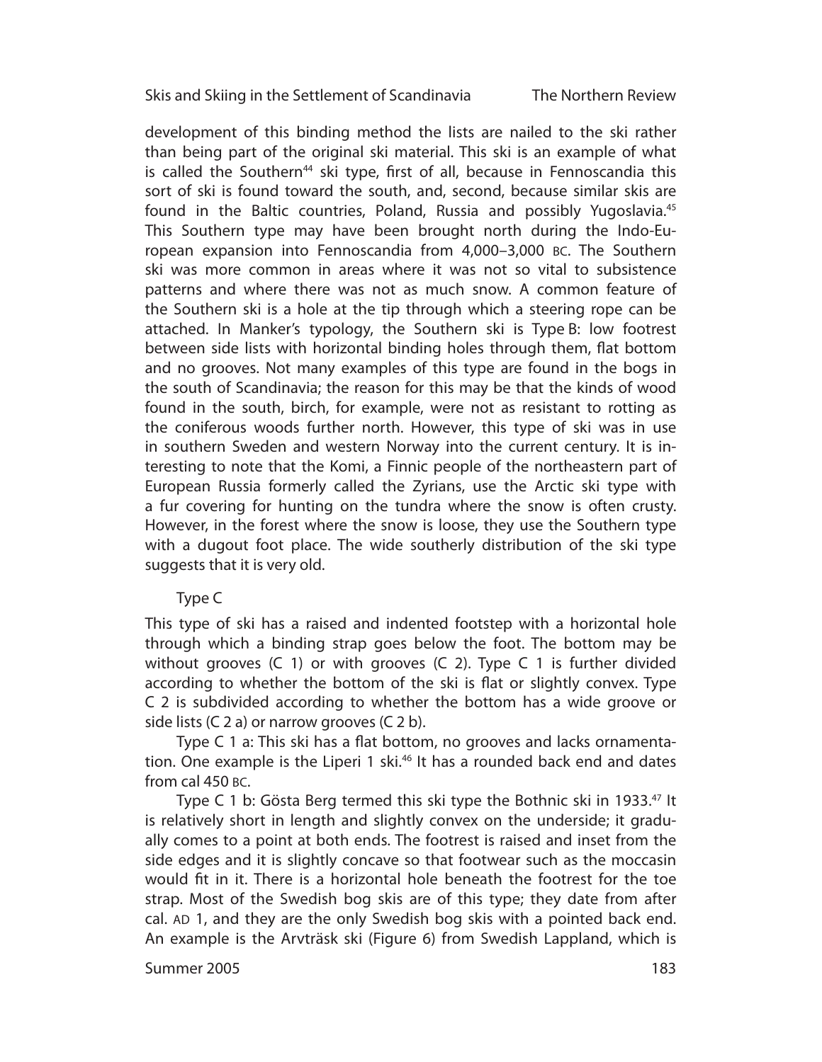development of this binding method the lists are nailed to the ski rather than being part of the original ski material. This ski is an example of what is called the Southern[44] ski type, first of all, because in Fennoscandia this sort of ski is found toward the south, and, second, because similar skis are found in the Baltic countries, Poland, Russia and possibly Yugoslavia.[45] This Southern type may have been brought north during the Indo-European expansion into Fennoscandia from 4,000–3,000 BC. The Southern ski was more common in areas where it was not so vital to subsistence patterns and where there was not as much snow. A common feature of the Southern ski is a hole at the tip through which a steering rope can be attached. In Manker's typology, the Southern ski is Type B: low footrest between side lists with horizontal binding holes through them, flat bottom and no grooves. Not many examples of this type are found in the bogs in the south of Scandinavia; the reason for this may be that the kinds of wood found in the south, birch, for example, were not as resistant to rotting as the coniferous woods further north. However, this type of ski was in use in southern Sweden and western Norway into the current century. It is interesting to note that the Komi, a Finnic people of the northeastern part of European Russia formerly called the Zyrians, use the Arctic ski type with a fur covering for hunting on the tundra where the snow is often crusty. However, in the forest where the snow is loose, they use the Southern type with a dugout foot place. The wide southerly distribution of the ski type suggests that it is very old.

Type C

This type of ski has a raised and indented footstep with a horizontal hole through which a binding strap goes below the foot. The bottom may be without grooves (C 1) or with grooves (C 2). Type C 1 is further divided according to whether the bottom of the ski is flat or slightly convex. Type C 2 is subdivided according to whether the bottom has a wide groove or side lists (C 2 a) or narrow grooves (C 2 b).

Type C 1 a: This ski has a flat bottom, no grooves and lacks ornamentation. One example is the Liperi 1 ski.[46] It has a rounded back end and dates from cal 450 BC.

Type C 1 b: Gösta Berg termed this ski type the Bothnic ski in 1933.[47] It is relatively short in length and slightly convex on the underside; it gradually comes to a point at both ends. The footrest is raised and inset from the side edges and it is slightly concave so that footwear such as the moccasin would fit in it. There is a horizontal hole beneath the footrest for the toe strap. Most of the Swedish bog skis are of this type; they date from after cal. AD 1, and they are the only Swedish bog skis with a pointed back end. An example is the Arvträsk ski (Figure 6) from Swedish Lappland, which is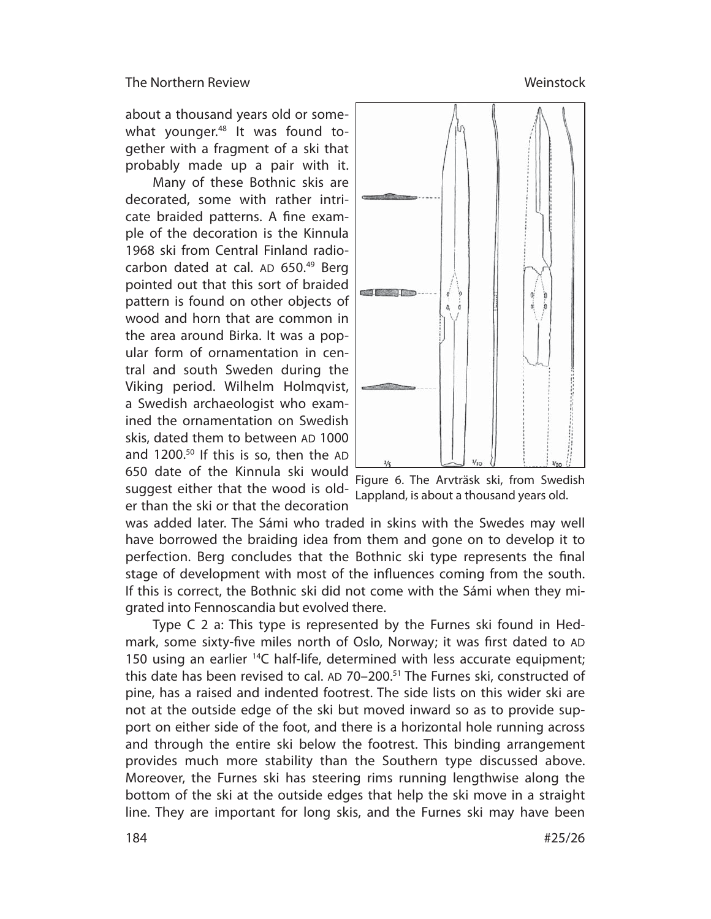about a thousand years old or somewhat younger.[48] It was found together with a fragment of a ski that probably made up a pair with it.

Many of these Bothnic skis are decorated, some with rather intricate braided patterns. A fine example of the decoration is the Kinnula 1968 ski from Central Finland radiocarbon dated at cal. AD 650.[49] Berg pointed out that this sort of braided pattern is found on other objects of wood and horn that are common in the area around Birka. It was a popular form of ornamentation in central and south Sweden during the Viking period. Wilhelm Holmqvist, a Swedish archaeologist who examined the ornamentation on Swedish skis, dated them to between AD 1000 and 1200.[50] If this is so, then the AD 650 date of the Kinnula ski would suggest either that the wood is older than the ski or that the decoration was added later. The Sámi who traded in skins with the Swedes may well have borrowed the braiding idea from them and gone on to develop it to perfection. Berg concludes that the Bothnic ski type represents the final stage of development with most of the influences coming from the south. If this is correct, the Bothnic ski did not come with the Sámi when they migrated into Fennoscandia but evolved there.

Figure 6. The Arvträsk ski, from Swedish Lappland, is about a thousand years old.

Type C 2 a: This type is represented by the Furnes ski found in Hedmark, some sixty-five miles north of Oslo, Norway; it was first dated to AD 150 using an earlier $^{14}C$ half-life, determined with less accurate equipment; this date has been revised to cal. AD 70–200.[51] The Furnes ski, constructed of pine, has a raised and indented footrest. The side lists on this wider ski are not at the outside edge of the ski but moved inward so as to provide support on either side of the foot, and there is a horizontal hole running across and through the entire ski below the footrest. This binding arrangement provides much more stability than the Southern type discussed above. Moreover, the Furnes ski has steering rims running lengthwise along the bottom of the ski at the outside edges that help the ski move in a straight line. They are important for long skis, and the Furnes ski may have been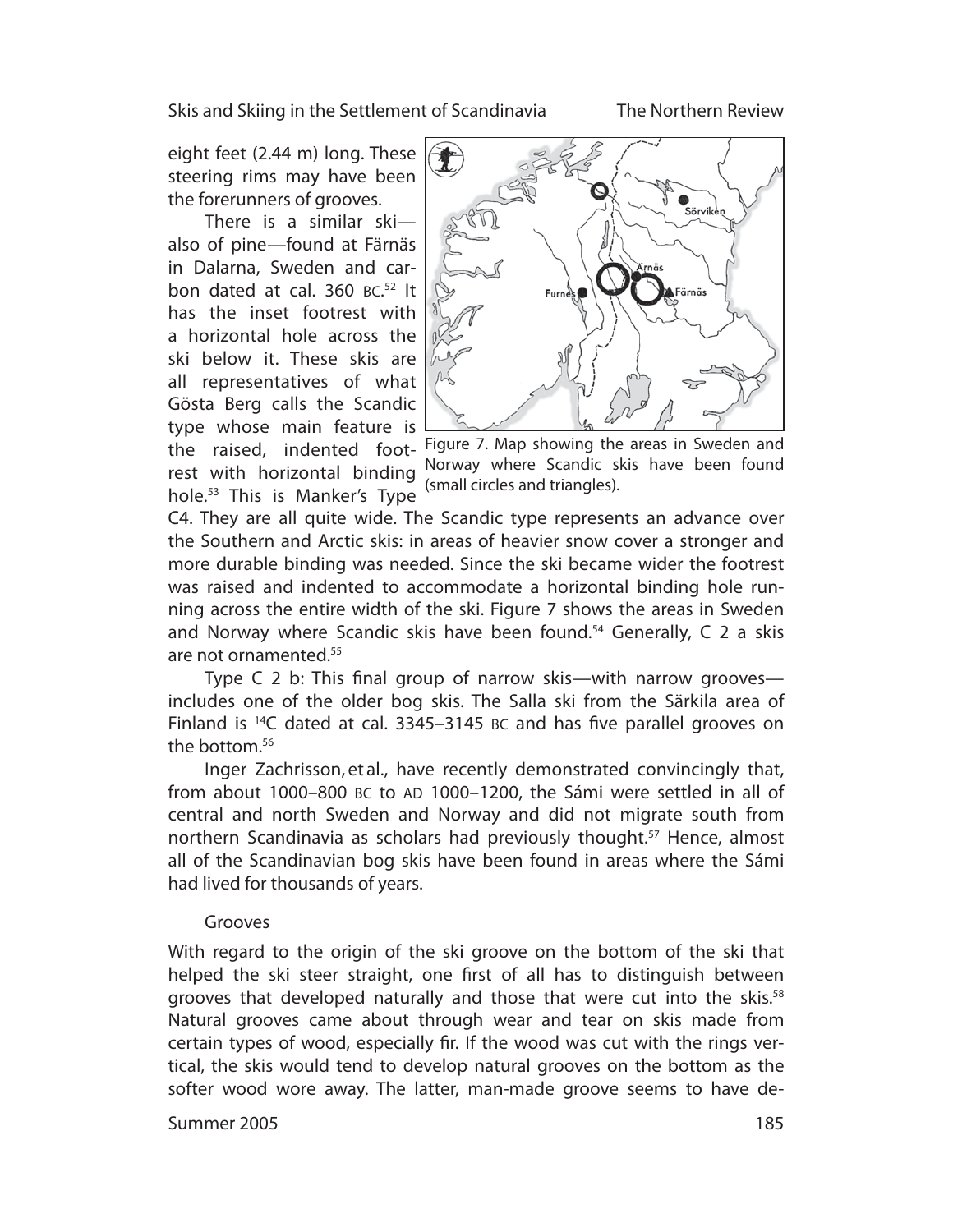eight feet (2.44 m) long. These steering rims may have been the forerunners of grooves.

There is a similar ski—also of pine—found at Färnäs in Dalarna, Sweden and carbon dated at cal. 360 BC.[52] It has the inset footrest with a horizontal hole across the ski below it. These skis are all representatives of what Gösta Berg calls the Scandic type whose main feature is the raised, indented footrest with horizontal binding hole.[53] This is Manker's Type C4. They are all quite wide. The Scandic type represents an advance over the Southern and Arctic skis: in areas of heavier snow cover a stronger and more durable binding was needed. Since the ski became wider the footrest was raised and indented to accommodate a horizontal binding hole running across the entire width of the ski. Figure 7 shows the areas in Sweden and Norway where Scandic skis have been found.[54] Generally, C 2 a skis are not ornamented.[55]

Figure 7. Map showing the areas in Sweden and Norway where Scandic skis have been found (small circles and triangles).

Type C 2 b: This final group of narrow skis—with narrow grooves—includes one of the older bog skis. The Salla ski from the Särkila area of Finland is $^{14}$C dated at cal. 3345–3145 BC and has five parallel grooves on the bottom.[56]

Inger Zachrisson, et al., have recently demonstrated convincingly that, from about 1000–800 BC to AD 1000–1200, the Sámi were settled in all of central and north Sweden and Norway and did not migrate south from northern Scandinavia as scholars had previously thought.[57] Hence, almost all of the Scandinavian bog skis have been found in areas where the Sámi had lived for thousands of years.

### Grooves

With regard to the origin of the ski groove on the bottom of the ski that helped the ski steer straight, one first of all has to distinguish between grooves that developed naturally and those that were cut into the skis.[58] Natural grooves came about through wear and tear on skis made from certain types of wood, especially fir. If the wood was cut with the rings vertical, the skis would tend to develop natural grooves on the bottom as the softer wood wore away. The latter, man-made groove seems to have de-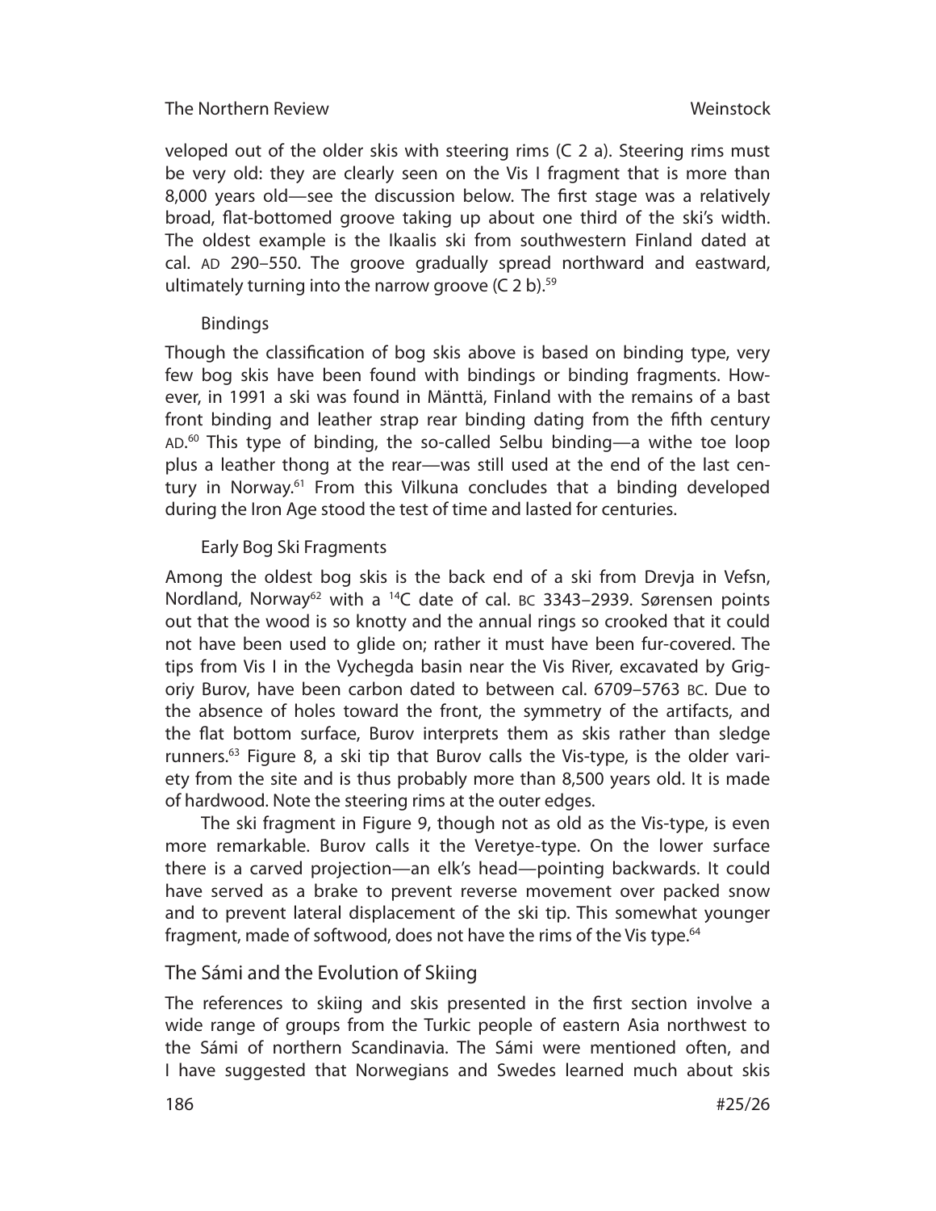veloped out of the older skis with steering rims (C 2 a). Steering rims must be very old: they are clearly seen on the Vis I fragment that is more than 8,000 years old—see the discussion below. The first stage was a relatively broad, flat-bottomed groove taking up about one third of the ski's width. The oldest example is the Ikaalis ski from southwestern Finland dated at cal. AD 290–550. The groove gradually spread northward and eastward, ultimately turning into the narrow groove (C 2 b).[59]

### Bindings

Though the classification of bog skis above is based on binding type, very few bog skis have been found with bindings or binding fragments. However, in 1991 a ski was found in Mänttä, Finland with the remains of a bast front binding and leather strap rear binding dating from the fifth century AD.[60] This type of binding, the so-called Selbu binding—a withe toe loop plus a leather thong at the rear—was still used at the end of the last century in Norway.[61] From this Vilkuna concludes that a binding developed during the Iron Age stood the test of time and lasted for centuries.

### Early Bog Ski Fragments

Among the oldest bog skis is the back end of a ski from Drevja in Vefsn, Nordland, Norway[62] with a $^{14}$C date of cal. BC 3343–2939. Sørensen points out that the wood is so knotty and the annual rings so crooked that it could not have been used to glide on; rather it must have been fur-covered. The tips from Vis I in the Vychegda basin near the Vis River, excavated by Grigoriy Burov, have been carbon dated to between cal. 6709–5763 BC. Due to the absence of holes toward the front, the symmetry of the artifacts, and the flat bottom surface, Burov interprets them as skis rather than sledge runners.[63] Figure 8, a ski tip that Burov calls the Vis-type, is the older variety from the site and is thus probably more than 8,500 years old. It is made of hardwood. Note the steering rims at the outer edges.

The ski fragment in Figure 9, though not as old as the Vis-type, is even more remarkable. Burov calls it the Veretye-type. On the lower surface there is a carved projection—an elk's head—pointing backwards. It could have served as a brake to prevent reverse movement over packed snow and to prevent lateral displacement of the ski tip. This somewhat younger fragment, made of softwood, does not have the rims of the Vis type.[64]

## The Sámi and the Evolution of Skiing

The references to skiing and skis presented in the first section involve a wide range of groups from the Turkic people of eastern Asia northwest to the Sámi of northern Scandinavia. The Sámi were mentioned often, and I have suggested that Norwegians and Swedes learned much about skis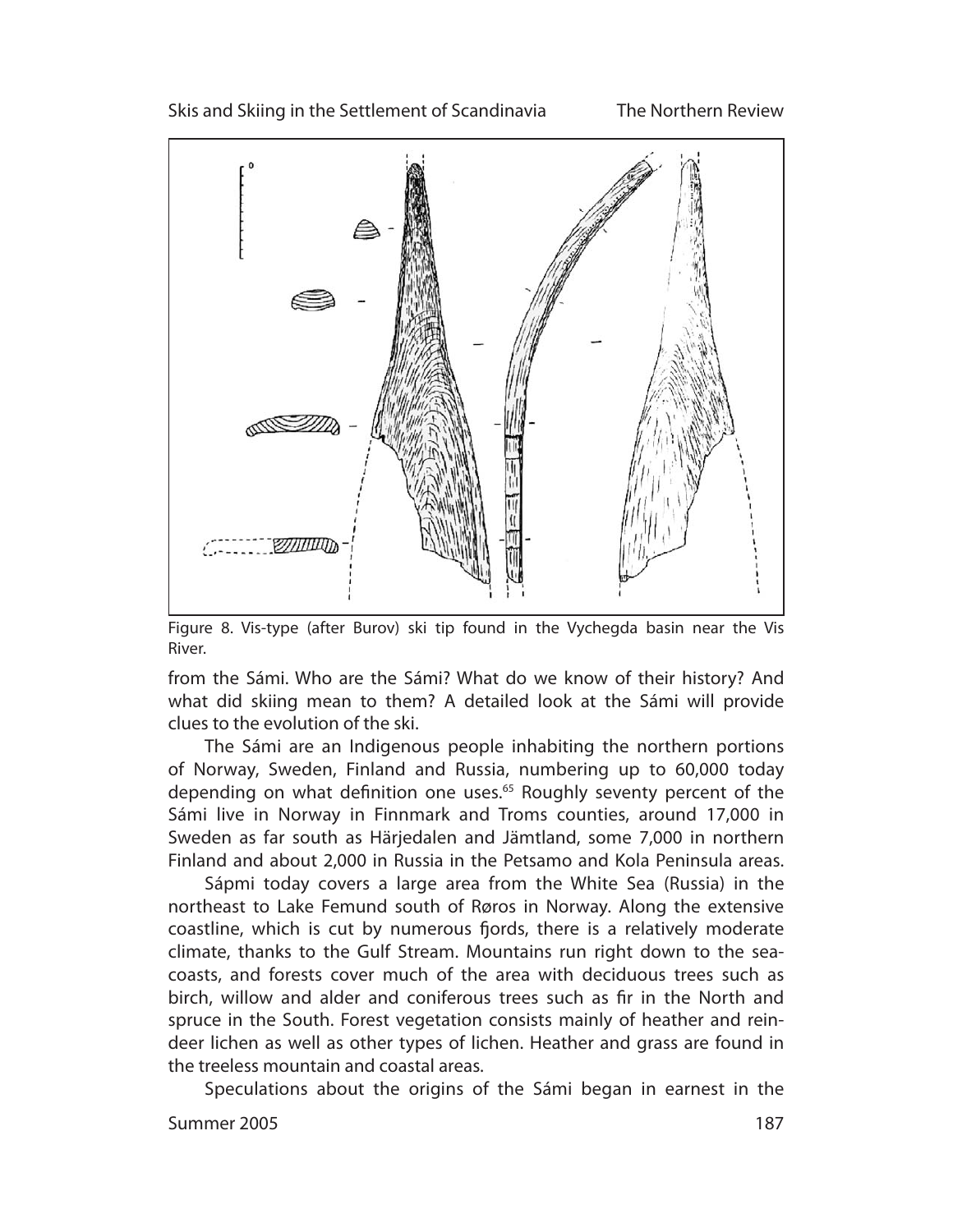Figure 8. Vis-type (after Burov) ski tip found in the Vychegda basin near the Vis River.

from the Sámi. Who are the Sámi? What do we know of their history? And what did skiing mean to them? A detailed look at the Sámi will provide clues to the evolution of the ski.

The Sámi are an Indigenous people inhabiting the northern portions of Norway, Sweden, Finland and Russia, numbering up to 60,000 today depending on what definition one uses.[65] Roughly seventy percent of the Sámi live in Norway in Finnmark and Troms counties, around 17,000 in Sweden as far south as Härjedalen and Jämtland, some 7,000 in northern Finland and about 2,000 in Russia in the Petsamo and Kola Peninsula areas.

Sápmi today covers a large area from the White Sea (Russia) in the northeast to Lake Femund south of Røros in Norway. Along the extensive coastline, which is cut by numerous fjords, there is a relatively moderate climate, thanks to the Gulf Stream. Mountains run right down to the seacoasts, and forests cover much of the area with deciduous trees such as birch, willow and alder and coniferous trees such as fir in the North and spruce in the South. Forest vegetation consists mainly of heather and reindeer lichen as well as other types of lichen. Heather and grass are found in the treeless mountain and coastal areas.

Speculations about the origins of the Sámi began in earnest in the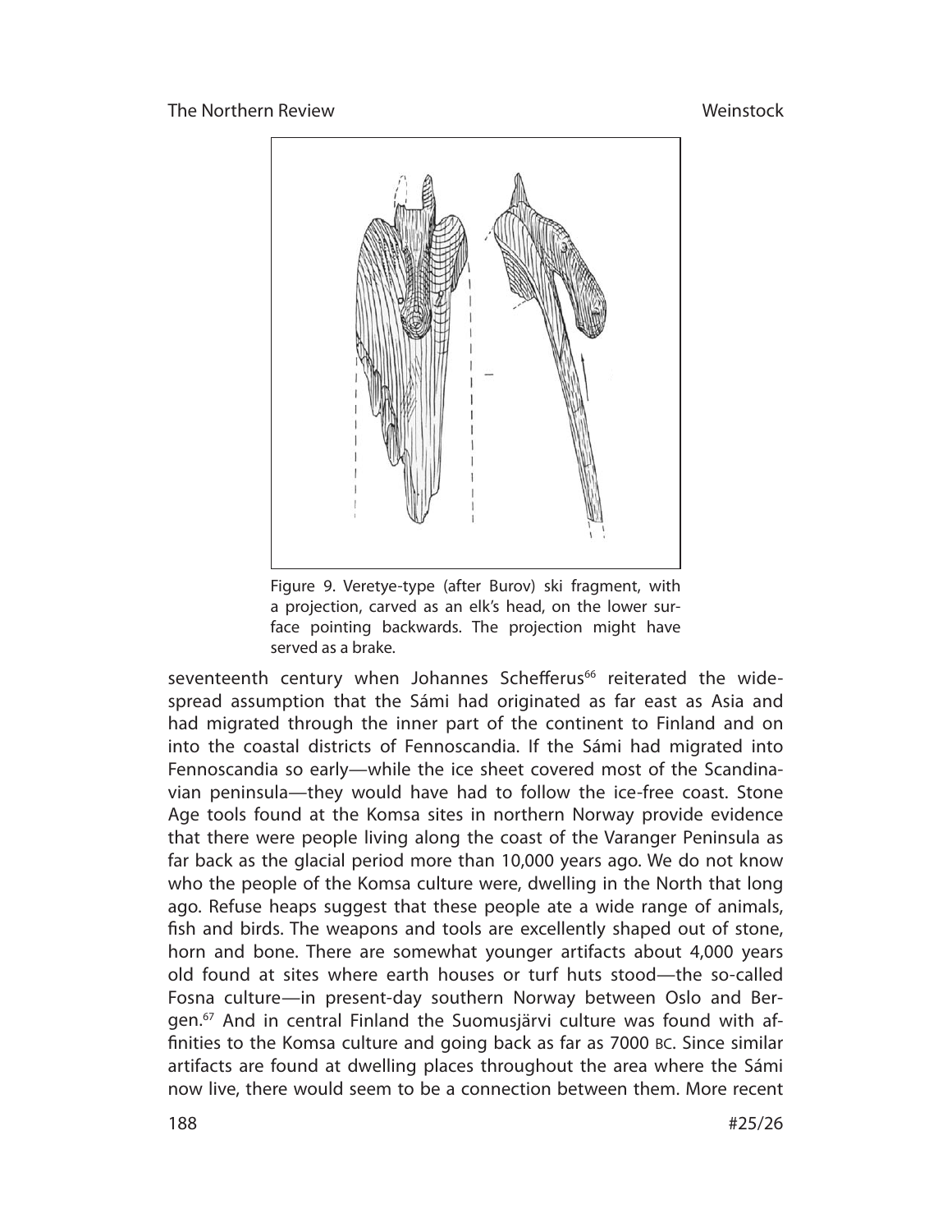Figure 9. Veretye-type (after Burov) ski fragment, with a projection, carved as an elk's head, on the lower surface pointing backwards. The projection might have served as a brake.

seventeenth century when Johannes Schefferus[66] reiterated the widespread assumption that the Sámi had originated as far east as Asia and had migrated through the inner part of the continent to Finland and on into the coastal districts of Fennoscandia. If the Sámi had migrated into Fennoscandia so early—while the ice sheet covered most of the Scandinavian peninsula—they would have had to follow the ice-free coast. Stone Age tools found at the Komsa sites in northern Norway provide evidence that there were people living along the coast of the Varanger Peninsula as far back as the glacial period more than 10,000 years ago. We do not know who the people of the Komsa culture were, dwelling in the North that long ago. Refuse heaps suggest that these people ate a wide range of animals, fish and birds. The weapons and tools are excellently shaped out of stone, horn and bone. There are somewhat younger artifacts about 4,000 years old found at sites where earth houses or turf huts stood—the so-called Fosna culture—in present-day southern Norway between Oslo and Bergen.[67] And in central Finland the Suomusjärvi culture was found with affinities to the Komsa culture and going back as far as 7000 BC. Since similar artifacts are found at dwelling places throughout the area where the Sámi now live, there would seem to be a connection between them. More recent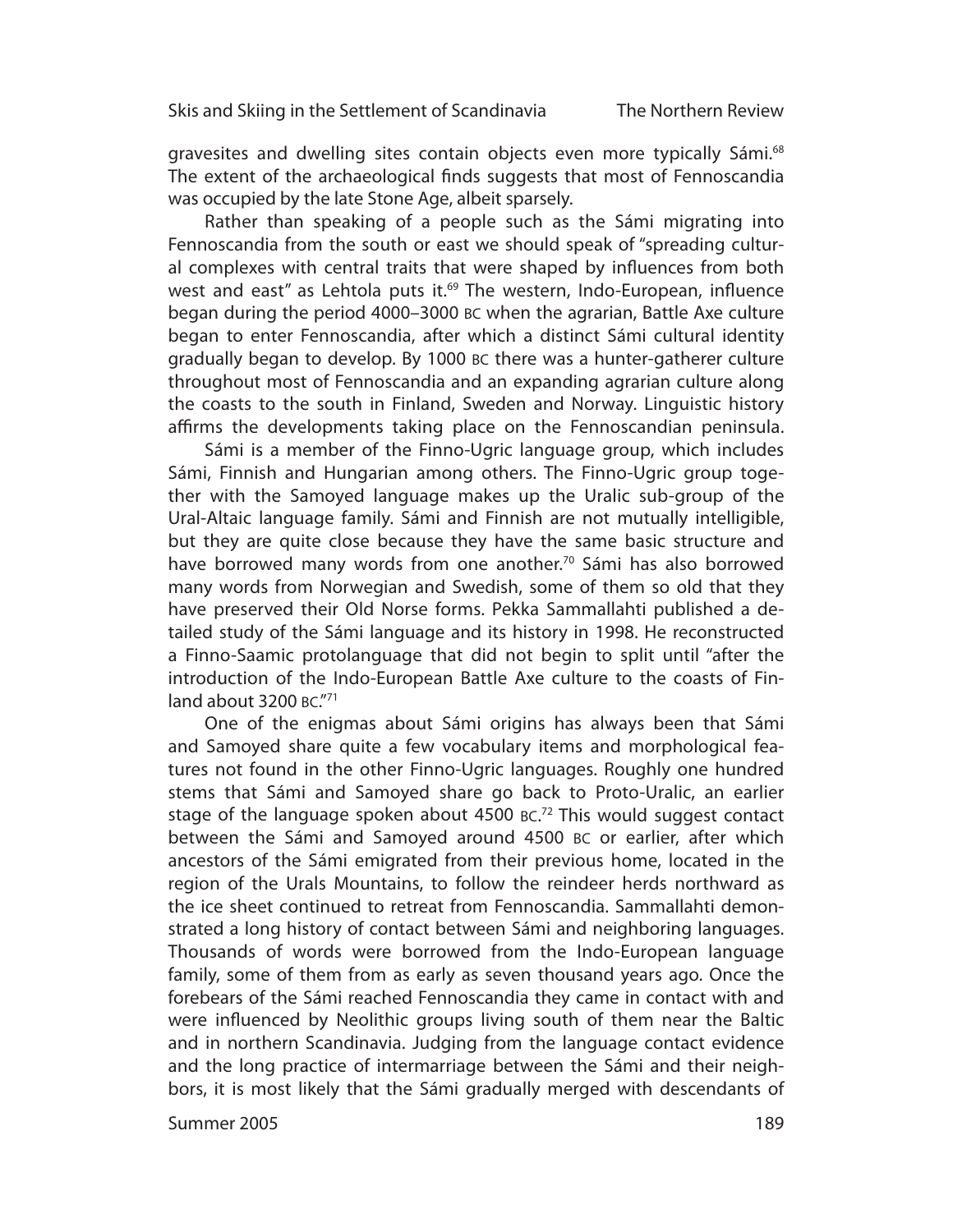gravesites and dwelling sites contain objects even more typically Sámi.[68] The extent of the archaeological finds suggests that most of Fennoscandia was occupied by the late Stone Age, albeit sparsely.

Rather than speaking of a people such as the Sámi migrating into Fennoscandia from the south or east we should speak of "spreading cultural complexes with central traits that were shaped by influences from both west and east" as Lehtola puts it.[69] The western, Indo-European, influence began during the period 4000–3000 BC when the agrarian, Battle Axe culture began to enter Fennoscandia, after which a distinct Sámi cultural identity gradually began to develop. By 1000 BC there was a hunter-gatherer culture throughout most of Fennoscandia and an expanding agrarian culture along the coasts to the south in Finland, Sweden and Norway. Linguistic history affirms the developments taking place on the Fennoscandian peninsula.

Sámi is a member of the Finno-Ugric language group, which includes Sámi, Finnish and Hungarian among others. The Finno-Ugric group together with the Samoyed language makes up the Uralic sub-group of the Ural-Altaic language family. Sámi and Finnish are not mutually intelligible, but they are quite close because they have the same basic structure and have borrowed many words from one another.[70] Sámi has also borrowed many words from Norwegian and Swedish, some of them so old that they have preserved their Old Norse forms. Pekka Sammallahti published a detailed study of the Sámi language and its history in 1998. He reconstructed a Finno-Saamic protolanguage that did not begin to split until "after the introduction of the Indo-European Battle Axe culture to the coasts of Finland about 3200 BC."[71]

One of the enigmas about Sámi origins has always been that Sámi and Samoyed share quite a few vocabulary items and morphological features not found in the other Finno-Ugric languages. Roughly one hundred stems that Sámi and Samoyed share go back to Proto-Uralic, an earlier stage of the language spoken about 4500 BC.[72] This would suggest contact between the Sámi and Samoyed around 4500 BC or earlier, after which ancestors of the Sámi emigrated from their previous home, located in the region of the Urals Mountains, to follow the reindeer herds northward as the ice sheet continued to retreat from Fennoscandia. Sammallahti demonstrated a long history of contact between Sámi and neighboring languages. Thousands of words were borrowed from the Indo-European language family, some of them from as early as seven thousand years ago. Once the forebears of the Sámi reached Fennoscandia they came in contact with and were influenced by Neolithic groups living south of them near the Baltic and in northern Scandinavia. Judging from the language contact evidence and the long practice of intermarriage between the Sámi and their neighbors, it is most likely that the Sámi gradually merged with descendants of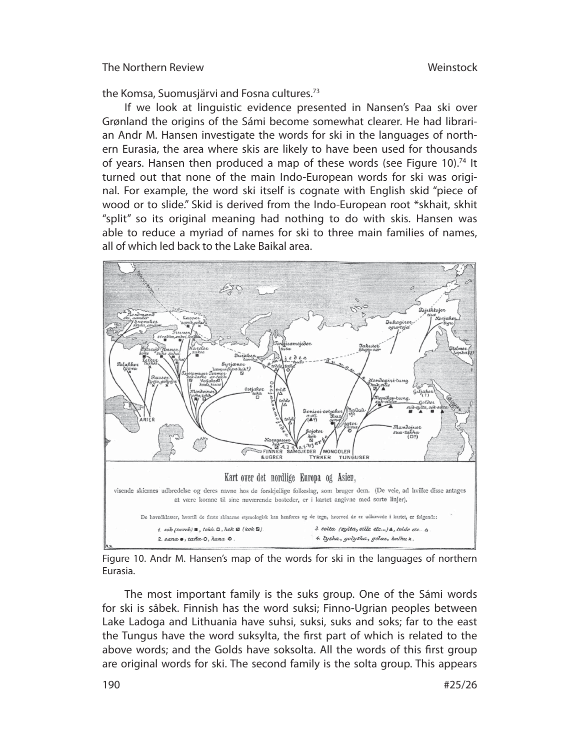the Komsa, Suomusjärvi and Fosna cultures.[73]

If we look at linguistic evidence presented in Nansen's Paa ski over Grønland the origins of the Sámi become somewhat clearer. He had librarian Andr M. Hansen investigate the words for ski in the languages of northern Eurasia, the area where skis are likely to have been used for thousands of years. Hansen then produced a map of these words (see Figure 10).[74] It turned out that none of the main Indo-European words for ski was original. For example, the word ski itself is cognate with English skid "piece of wood or to slide." Skid is derived from the Indo-European root *skhait, skhit "split" so its original meaning had nothing to do with skis. Hansen was able to reduce a myriad of names for ski to three main families of names, all of which led back to the Lake Baikal area.

Figure 10. Andr M. Hansen's map of the words for ski in the languages of northern Eurasia.

The most important family is the suks group. One of the Sámi words for ski is sâbek. Finnish has the word suksi; Finno-Ugrian peoples between Lake Ladoga and Lithuania have suhsi, suksi, suks and soks; far to the east the Tungus have the word suksylta, the first part of which is related to the above words; and the Golds have soksolta. All the words of this first group are original words for ski. The second family is the solta group. This appears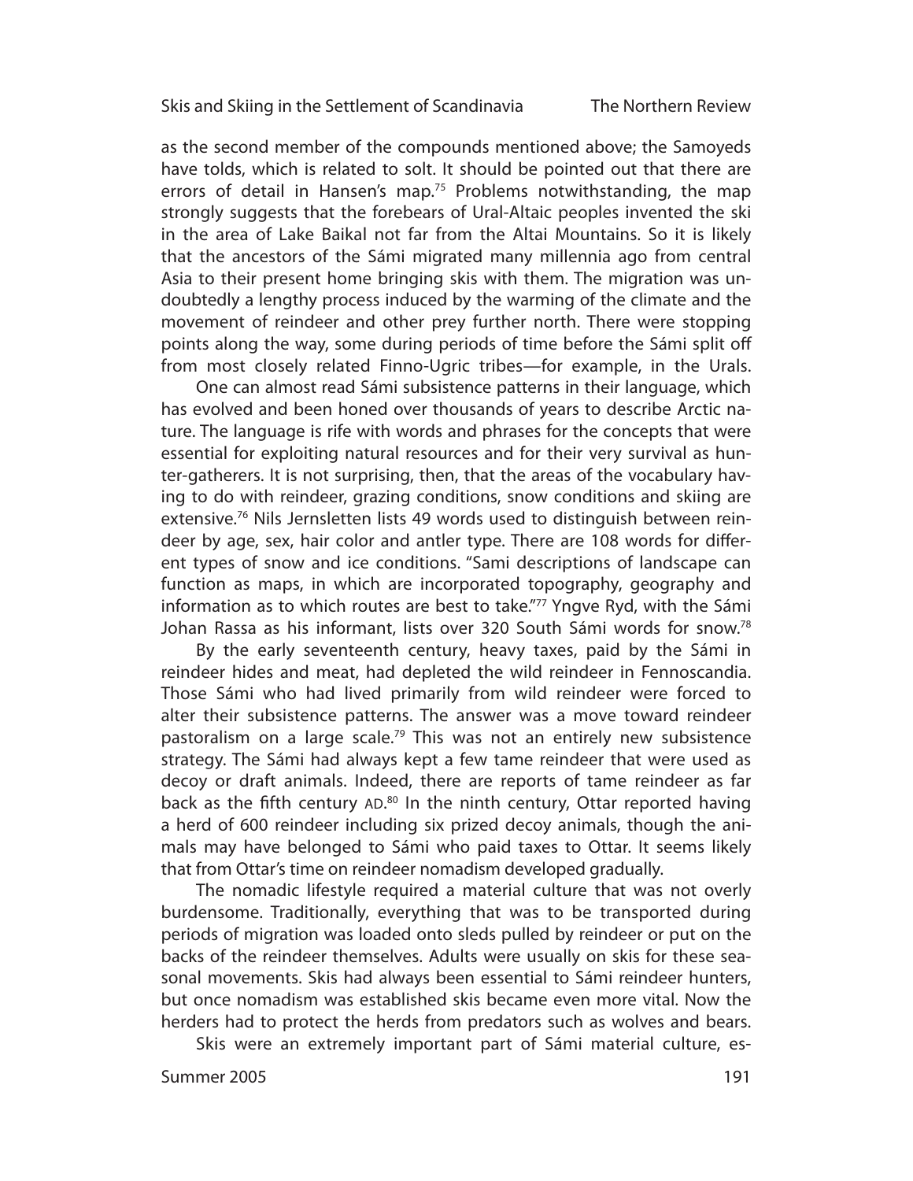as the second member of the compounds mentioned above; the Samoyeds have tolds, which is related to solt. It should be pointed out that there are errors of detail in Hansen's map.[75] Problems notwithstanding, the map strongly suggests that the forebears of Ural-Altaic peoples invented the ski in the area of Lake Baikal not far from the Altai Mountains. So it is likely that the ancestors of the Sámi migrated many millennia ago from central Asia to their present home bringing skis with them. The migration was undoubtedly a lengthy process induced by the warming of the climate and the movement of reindeer and other prey further north. There were stopping points along the way, some during periods of time before the Sámi split off from most closely related Finno-Ugric tribes—for example, in the Urals.

One can almost read Sámi subsistence patterns in their language, which has evolved and been honed over thousands of years to describe Arctic nature. The language is rife with words and phrases for the concepts that were essential for exploiting natural resources and for their very survival as hunter-gatherers. It is not surprising, then, that the areas of the vocabulary having to do with reindeer, grazing conditions, snow conditions and skiing are extensive.[76] Nils Jernsletten lists 49 words used to distinguish between reindeer by age, sex, hair color and antler type. There are 108 words for different types of snow and ice conditions. "Sami descriptions of landscape can function as maps, in which are incorporated topography, geography and information as to which routes are best to take."[77] Yngve Ryd, with the Sámi Johan Rassa as his informant, lists over 320 South Sámi words for snow.[78]

By the early seventeenth century, heavy taxes, paid by the Sámi in reindeer hides and meat, had depleted the wild reindeer in Fennoscandia. Those Sámi who had lived primarily from wild reindeer were forced to alter their subsistence patterns. The answer was a move toward reindeer pastoralism on a large scale.[79] This was not an entirely new subsistence strategy. The Sámi had always kept a few tame reindeer that were used as decoy or draft animals. Indeed, there are reports of tame reindeer as far back as the fifth century AD.[80] In the ninth century, Ottar reported having a herd of 600 reindeer including six prized decoy animals, though the animals may have belonged to Sámi who paid taxes to Ottar. It seems likely that from Ottar's time on reindeer nomadism developed gradually.

The nomadic lifestyle required a material culture that was not overly burdensome. Traditionally, everything that was to be transported during periods of migration was loaded onto sleds pulled by reindeer or put on the backs of the reindeer themselves. Adults were usually on skis for these seasonal movements. Skis had always been essential to Sámi reindeer hunters, but once nomadism was established skis became even more vital. Now the herders had to protect the herds from predators such as wolves and bears.

Skis were an extremely important part of Sámi material culture, es-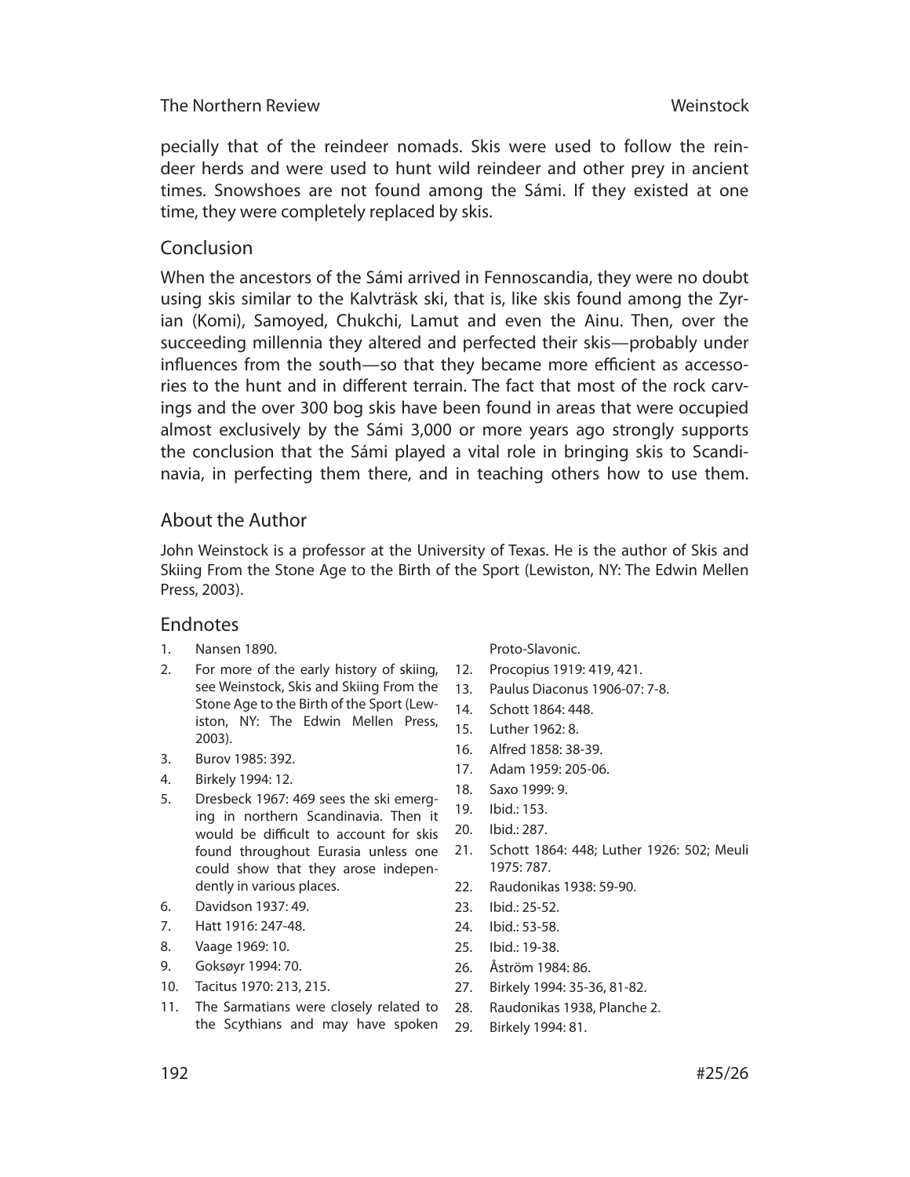pecially that of the reindeer nomads. Skis were used to follow the reindeer herds and were used to hunt wild reindeer and other prey in ancient times. Snowshoes are not found among the Sámi. If they existed at one time, they were completely replaced by skis.

## Conclusion

When the ancestors of the Sámi arrived in Fennoscandia, they were no doubt using skis similar to the Kalvträsk ski, that is, like skis found among the Zyrian (Komi), Samoyed, Chukchi, Lamut and even the Ainu. Then, over the succeeding millennia they altered and perfected their skis—probably under influences from the south—so that they became more efficient as accessories to the hunt and in different terrain. The fact that most of the rock carvings and the over 300 bog skis have been found in areas that were occupied almost exclusively by the Sámi 3,000 or more years ago strongly supports the conclusion that the Sámi played a vital role in bringing skis to Scandinavia, in perfecting them there, and in teaching others how to use them.

## About the Author

John Weinstock is a professor at the University of Texas. He is the author of Skis and Skiing From the Stone Age to the Birth of the Sport (Lewiston, NY: The Edwin Mellen Press, 2003).

## Endnotes

1. Nansen 1890.
2. For more of the early history of skiing, see Weinstock, Skis and Skiing From the Stone Age to the Birth of the Sport (Lewiston, NY: The Edwin Mellen Press, 2003).
3. Burov 1985: 392.
4. Birkely 1994: 12.
5. Dresbeck 1967: 469 sees the ski emerging in northern Scandinavia. Then it would be difficult to account for skis found throughout Eurasia unless one could show that they arose independently in various places.
6. Davidson 1937: 49.
7. Hatt 1916: 247-48.
8. Vaage 1969: 10.
9. Goksøyr 1994: 70.
10. Tacitus 1970: 213, 215.
11. The Sarmatians were closely related to the Scythians and may have spoken Proto-Slavonic.
12. Procopius 1919: 419, 421.
13. Paulus Diaconus 1906-07: 7-8.
14. Schott 1864: 448.
15. Luther 1962: 8.
16. Alfred 1858: 38-39.
17. Adam 1959: 205-06.
18. Saxo 1999: 9.
19. Ibid.: 153.
20. Ibid.: 287.
21. Schott 1864: 448; Luther 1926: 502; Meuli 1975: 787.
22. Raudonikas 1938: 59-90.
23. Ibid.: 25-52.
24. Ibid.: 53-58.
25. Ibid.: 19-38.
26. Åström 1984: 86.
27. Birkely 1994: 35-36, 81-82.
28. Raudonikas 1938, Planche 2.
29. Birkely 1994: 81.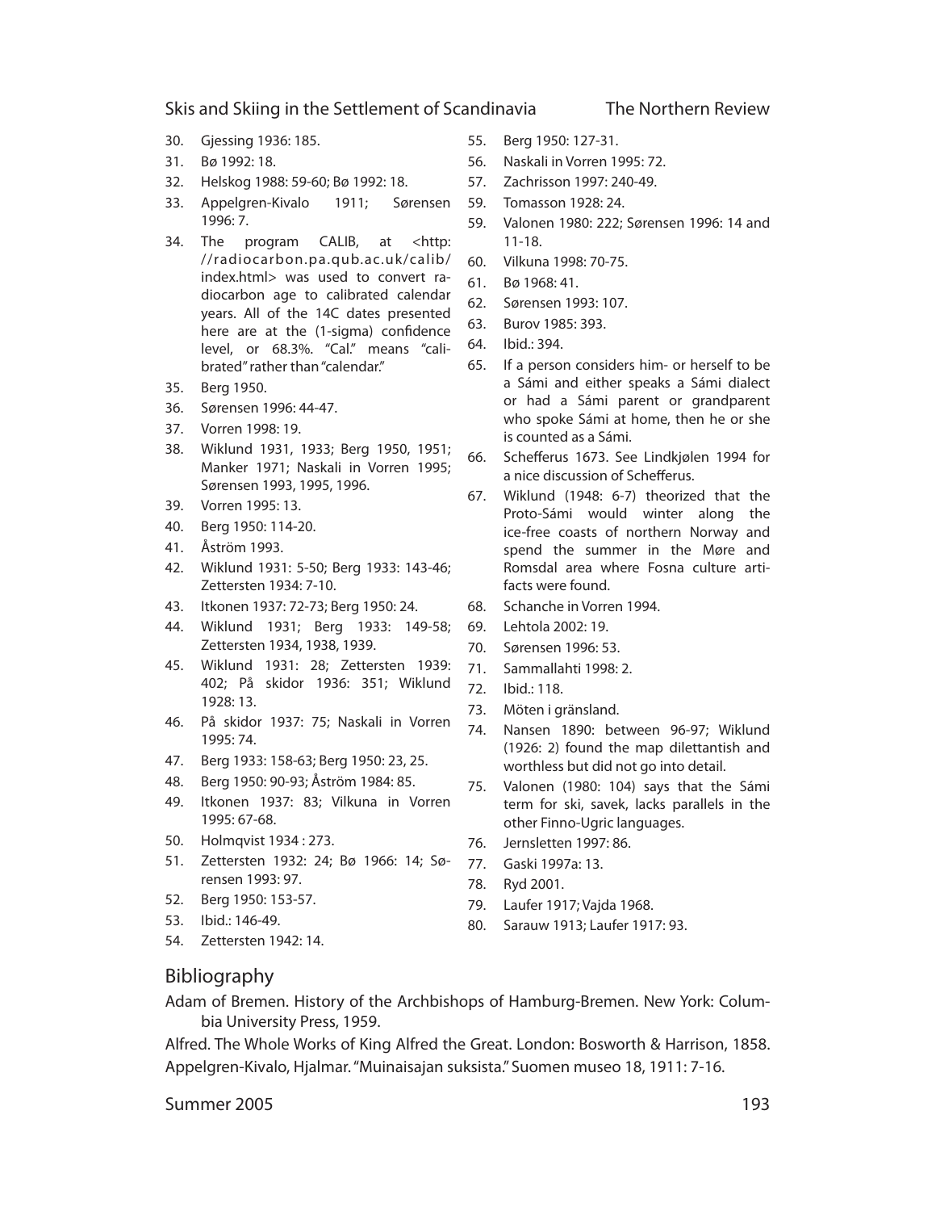30. Gjessing 1936: 185.
31. Bø 1992: 18.
32. Helskog 1988: 59-60; Bø 1992: 18.
33. Appelgren-Kivalo 1911; Sørensen 1996: 7.
34. The program CALIB, at <http://radiocarbon.pa.qub.ac.uk/calib/index.html> was used to convert radiocarbon age to calibrated calendar years. All of the 14C dates presented here are at the (1-sigma) confidence level, or 68.3%. "Cal." means "calibrated" rather than "calendar."
35. Berg 1950.
36. Sørensen 1996: 44-47.
37. Vorren 1998: 19.
38. Wiklund 1931, 1933; Berg 1950, 1951; Manker 1971; Naskali in Vorren 1995; Sørensen 1993, 1995, 1996.
39. Vorren 1995: 13.
40. Berg 1950: 114-20.
41. Åström 1993.
42. Wiklund 1931: 5-50; Berg 1933: 143-46; Zettersten 1934: 7-10.
43. Itkonen 1937: 72-73; Berg 1950: 24.
44. Wiklund 1931; Berg 1933: 149-58; Zettersten 1934, 1938, 1939.
45. Wiklund 1931: 28; Zettersten 1939: 402; På skidor 1936: 351; Wiklund 1928: 13.
46. På skidor 1937: 75; Naskali in Vorren 1995: 74.
47. Berg 1933: 158-63; Berg 1950: 23, 25.
48. Berg 1950: 90-93; Åström 1984: 85.
49. Itkonen 1937: 83; Vilkuna in Vorren 1995: 67-68.
50. Holmqvist 1934 : 273.
51. Zettersten 1932: 24; Bø 1966: 14; Sørensen 1993: 97.
52. Berg 1950: 153-57.
53. Ibid.: 146-49.
54. Zettersten 1942: 14.
55. Berg 1950: 127-31.
56. Naskali in Vorren 1995: 72.
57. Zachrisson 1997: 240-49.
59. Tomasson 1928: 24.
59. Valonen 1980: 222; Sørensen 1996: 14 and 11-18.
60. Vilkuna 1998: 70-75.
61. Bø 1968: 41.
62. Sørensen 1993: 107.
63. Burov 1985: 393.
64. Ibid.: 394.
65. If a person considers him- or herself to be a Sámi and either speaks a Sámi dialect or had a Sámi parent or grandparent who spoke Sámi at home, then he or she is counted as a Sámi.
66. Schefferus 1673. See Lindkjølen 1994 for a nice discussion of Schefferus.
67. Wiklund (1948: 6-7) theorized that the Proto-Sámi would winter along the ice-free coasts of northern Norway and spend the summer in the Møre and Romsdal area where Fosna culture artifacts were found.
68. Schanche in Vorren 1994.
69. Lehtola 2002: 19.
70. Sørensen 1996: 53.
71. Sammallahti 1998: 2.
72. Ibid.: 118.
73. Möten i gränsland.
74. Nansen 1890: between 96-97; Wiklund (1926: 2) found the map dilettantish and worthless but did not go into detail.
75. Valonen (1980: 104) says that the Sámi term for ski, savek, lacks parallels in the other Finno-Ugric languages.
76. Jernsletten 1997: 86.
77. Gaski 1997a: 13.
78. Ryd 2001.
79. Laufer 1917; Vajda 1968.
80. Sarauw 1913; Laufer 1917: 93.

## Bibliography

Adam of Bremen. History of the Archbishops of Hamburg-Bremen. New York: Columbia University Press, 1959.

Alfred. The Whole Works of King Alfred the Great. London: Bosworth & Harrison, 1858.

Appelgren-Kivalo, Hjalmar. "Muinaisajan suksista." Suomen museo 18, 1911: 7-16.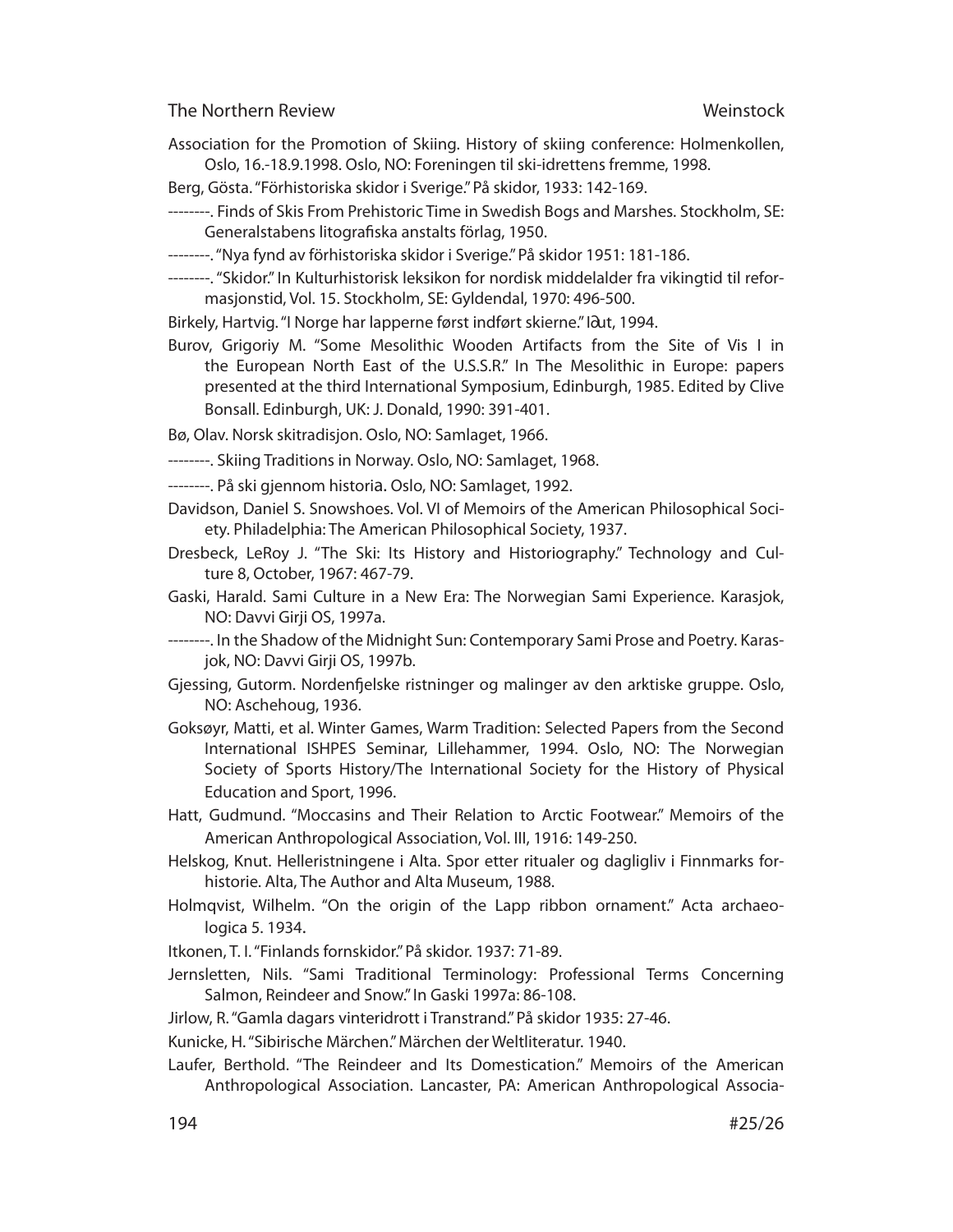Association for the Promotion of Skiing. History of skiing conference: Holmenkollen, Oslo, 16.-18.9.1998. Oslo, NO: Foreningen til ski-idrettens fremme, 1998.

Berg, Gösta. "Förhistoriska skidor i Sverige." På skidor, 1933: 142-169.

--------. Finds of Skis From Prehistoric Time in Swedish Bogs and Marshes. Stockholm, SE: Generalstabens litografiska anstalts förlag, 1950.

--------. "Nya fynd av förhistoriska skidor i Sverige." På skidor 1951: 181-186.

--------. "Skidor." In Kulturhistorisk leksikon for nordisk middelalder fra vikingtid til reformasjonstid, Vol. 15. Stockholm, SE: Gyldendal, 1970: 496-500.

Birkely, Hartvig. "I Norge har lapperne først indført skierne." Iďut, 1994.

Burov, Grigoriy M. "Some Mesolithic Wooden Artifacts from the Site of Vis I in the European North East of the U.S.S.R." In The Mesolithic in Europe: papers presented at the third International Symposium, Edinburgh, 1985. Edited by Clive Bonsall. Edinburgh, UK: J. Donald, 1990: 391-401.

Bø, Olav. Norsk skitradisjon. Oslo, NO: Samlaget, 1966.

--------. Skiing Traditions in Norway. Oslo, NO: Samlaget, 1968.

--------. På ski gjennom historia. Oslo, NO: Samlaget, 1992.

Davidson, Daniel S. Snowshoes. Vol. VI of Memoirs of the American Philosophical Society. Philadelphia: The American Philosophical Society, 1937.

Dresbeck, LeRoy J. "The Ski: Its History and Historiography." Technology and Culture 8, October, 1967: 467-79.

Gaski, Harald. Sami Culture in a New Era: The Norwegian Sami Experience. Karasjok, NO: Davvi Girji OS, 1997a.

--------. In the Shadow of the Midnight Sun: Contemporary Sami Prose and Poetry. Karasjok, NO: Davvi Girji OS, 1997b.

Gjessing, Gutorm. Nordenfjelske ristninger og malinger av den arktiske gruppe. Oslo, NO: Aschehoug, 1936.

Goksøyr, Matti, et al. Winter Games, Warm Tradition: Selected Papers from the Second International ISHPES Seminar, Lillehammer, 1994. Oslo, NO: The Norwegian Society of Sports History/The International Society for the History of Physical Education and Sport, 1996.

Hatt, Gudmund. "Moccasins and Their Relation to Arctic Footwear." Memoirs of the American Anthropological Association, Vol. III, 1916: 149-250.

Helskog, Knut. Helleristningene i Alta. Spor etter ritualer og dagligliv i Finnmarks forhistorie. Alta, The Author and Alta Museum, 1988.

Holmqvist, Wilhelm. "On the origin of the Lapp ribbon ornament." Acta archaeologica 5. 1934.

Itkonen, T. I. "Finlands fornskidor." På skidor. 1937: 71-89.

Jernsletten, Nils. "Sami Traditional Terminology: Professional Terms Concerning Salmon, Reindeer and Snow." In Gaski 1997a: 86-108.

Jirlow, R. "Gamla dagars vinteridrott i Transtrand." På skidor 1935: 27-46.

Kunicke, H. "Sibirische Märchen." Märchen der Weltliteratur. 1940.

Laufer, Berthold. "The Reindeer and Its Domestication." Memoirs of the American Anthropological Association. Lancaster, PA: American Anthropological Associa-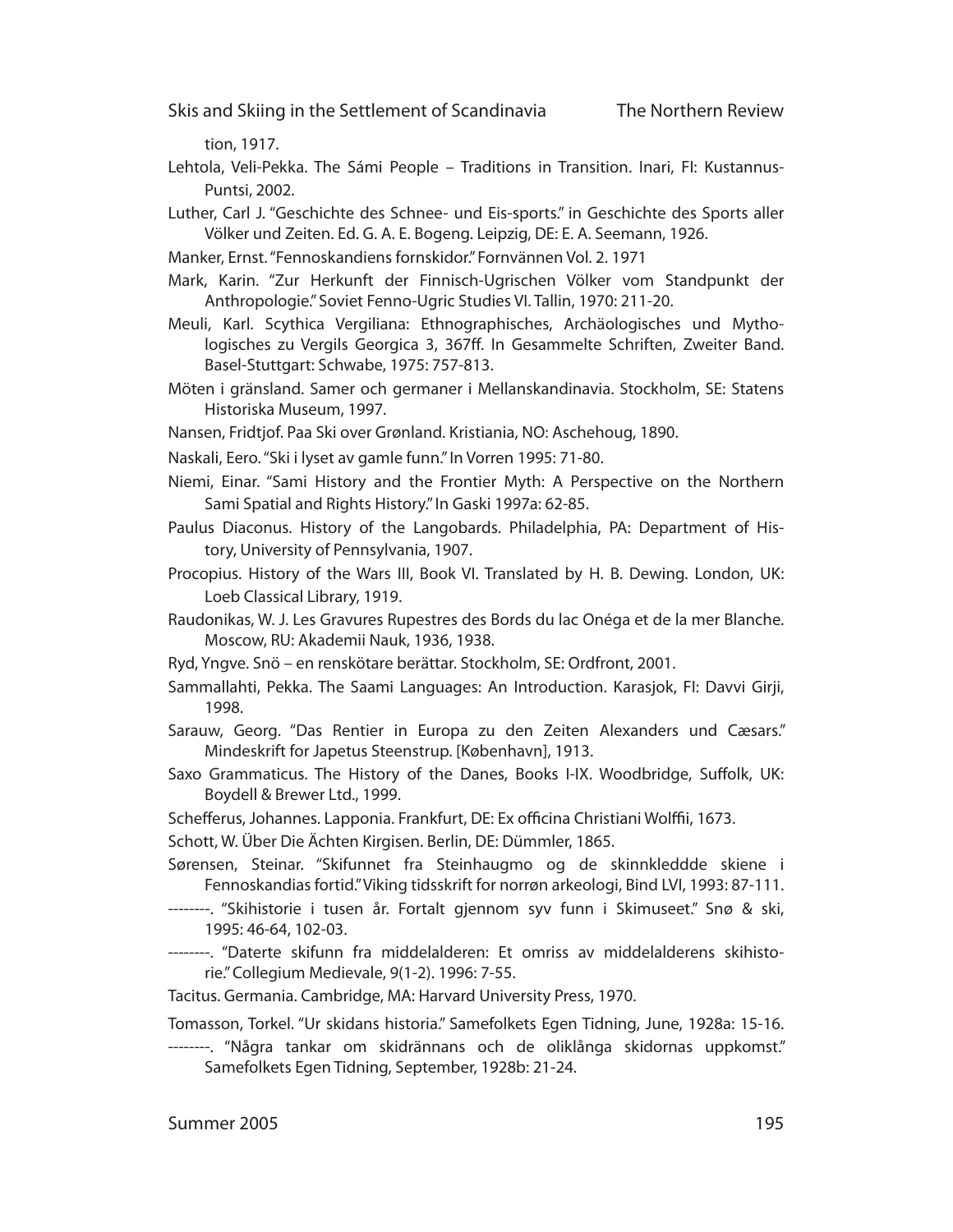tion, 1917.

Lehtola, Veli-Pekka. The Sámi People – Traditions in Transition. Inari, FI: Kustannus-Puntsi, 2002.

Luther, Carl J. "Geschichte des Schnee- und Eis-sports." in Geschichte des Sports aller Völker und Zeiten. Ed. G. A. E. Bogeng. Leipzig, DE: E. A. Seemann, 1926.

Manker, Ernst. "Fennoskandiens fornskidor." Fornvännen Vol. 2. 1971

Mark, Karin. "Zur Herkunft der Finnisch-Ugrischen Völker vom Standpunkt der Anthropologie." Soviet Fenno-Ugric Studies VI. Tallin, 1970: 211-20.

Meuli, Karl. Scythica Vergiliana: Ethnographisches, Archäologisches und Mythologisches zu Vergils Georgica 3, 367ff. In Gesammelte Schriften, Zweiter Band. Basel-Stuttgart: Schwabe, 1975: 757-813.

Möten i gränsland. Samer och germaner i Mellanskandinavia. Stockholm, SE: Statens Historiska Museum, 1997.

Nansen, Fridtjof. Paa Ski over Grønland. Kristiania, NO: Aschehoug, 1890.

Naskali, Eero. "Ski i lyset av gamle funn." In Vorren 1995: 71-80.

Niemi, Einar. "Sami History and the Frontier Myth: A Perspective on the Northern Sami Spatial and Rights History." In Gaski 1997a: 62-85.

Paulus Diaconus. History of the Langobards. Philadelphia, PA: Department of History, University of Pennsylvania, 1907.

Procopius. History of the Wars III, Book VI. Translated by H. B. Dewing. London, UK: Loeb Classical Library, 1919.

Raudonikas, W. J. Les Gravures Rupestres des Bords du lac Onéga et de la mer Blanche. Moscow, RU: Akademii Nauk, 1936, 1938.

Ryd, Yngve. Snö – en renskötare berättar. Stockholm, SE: Ordfront, 2001.

Sammallahti, Pekka. The Saami Languages: An Introduction. Karasjok, FI: Davvi Girji, 1998.

Sarauw, Georg. "Das Rentier in Europa zu den Zeiten Alexanders und Cæsars." Mindeskrift for Japetus Steenstrup. [København], 1913.

Saxo Grammaticus. The History of the Danes, Books I-IX. Woodbridge, Suffolk, UK: Boydell & Brewer Ltd., 1999.

Schefferus, Johannes. Lapponia. Frankfurt, DE: Ex officina Christiani Wolffii, 1673.

Schott, W. Über Die Ächten Kirgisen. Berlin, DE: Dümmler, 1865.

Sørensen, Steinar. "Skifunnet fra Steinhaugmo og de skinnkleddde skiene i Fennoskandias fortid." Viking tidsskrift for norrøn arkeologi, Bind LVI, 1993: 87-111.

--------. "Skihistorie i tusen år. Fortalt gjennom syv funn i Skimuseet." Snø & ski, 1995: 46-64, 102-03.

--------. "Daterte skifunn fra middelalderen: Et omriss av middelalderens skihistorie." Collegium Medievale, 9(1-2). 1996: 7-55.

Tacitus. Germania. Cambridge, MA: Harvard University Press, 1970.

Tomasson, Torkel. "Ur skidans historia." Samefolkets Egen Tidning, June, 1928a: 15-16.

--------. "Några tankar om skidrännans och de oliklånga skidornas uppkomst." Samefolkets Egen Tidning, September, 1928b: 21-24.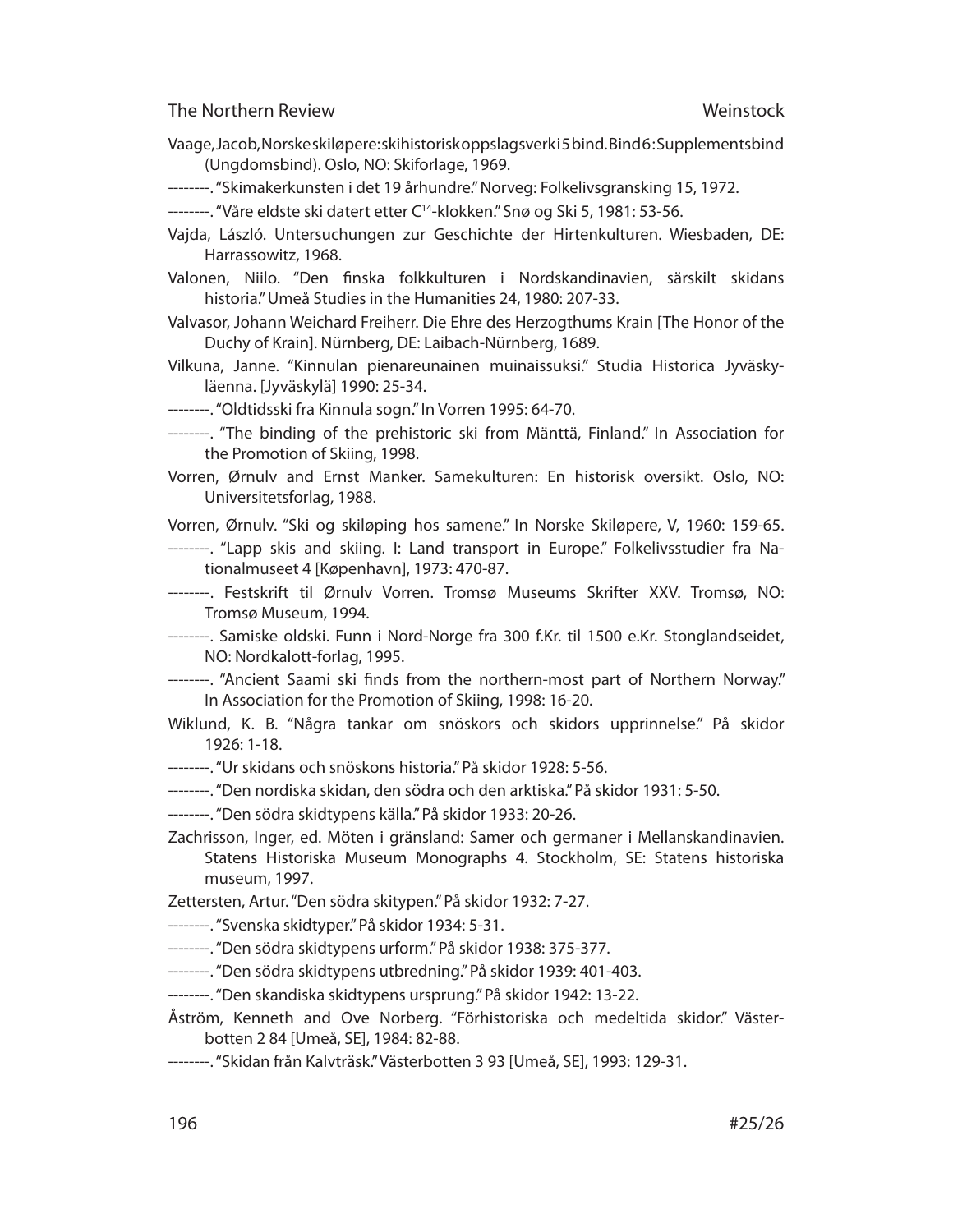Vaage, Jacob, Norske skiløpere: skihistorisk oppslagsverk i 5 bind. Bind 6: Supplementsbind (Ungdomsbind). Oslo, NO: Skiforlage, 1969.

--------. "Skimakerkunsten i det 19 århundre." Norveg: Folkelivsgransking 15, 1972.

--------. "Våre eldste ski datert etter $C^{14}$-klokken." Snø og Ski 5, 1981: 53-56.

Vajda, László. Untersuchungen zur Geschichte der Hirtenkulturen. Wiesbaden, DE: Harrassowitz, 1968.

Valonen, Niilo. "Den finska folkkulturen i Nordskandinavien, särskilt skidans historia." Umeå Studies in the Humanities 24, 1980: 207-33.

Valvasor, Johann Weichard Freiherr. Die Ehre des Herzogthums Krain [The Honor of the Duchy of Krain]. Nürnberg, DE: Laibach-Nürnberg, 1689.

Vilkuna, Janne. "Kinnulan pienareunainen muinaissuksi." Studia Historica Jyväskyläenna. [Jyväskylä] 1990: 25-34.

--------. "Oldtidsski fra Kinnula sogn." In Vorren 1995: 64-70.

--------. "The binding of the prehistoric ski from Mänttä, Finland." In Association for the Promotion of Skiing, 1998.

Vorren, Ørnulv and Ernst Manker. Samekulturen: En historisk oversikt. Oslo, NO: Universitetsforlag, 1988.

Vorren, Ørnulv. "Ski og skiløping hos samene." In Norske Skiløpere, V, 1960: 159-65.

--------. "Lapp skis and skiing. I: Land transport in Europe." Folkelivsstudier fra Nationalmuseet 4 [København], 1973: 470-87.

--------. Festskrift til Ørnulv Vorren. Tromsø Museums Skrifter XXV. Tromsø, NO: Tromsø Museum, 1994.

--------. Samiske oldski. Funn i Nord-Norge fra 300 f.Kr. til 1500 e.Kr. Stonglandseidet, NO: Nordkalott-forlag, 1995.

--------. "Ancient Saami ski finds from the northern-most part of Northern Norway." In Association for the Promotion of Skiing, 1998: 16-20.

Wiklund, K. B. "Några tankar om snöskors och skidors upprinnelse." På skidor 1926: 1-18.

--------. "Ur skidans och snöskons historia." På skidor 1928: 5-56.

--------. "Den nordiska skidan, den södra och den arktiska." På skidor 1931: 5-50.

--------. "Den södra skidtypens källa." På skidor 1933: 20-26.

Zachrisson, Inger, ed. Möten i gränsland: Samer och germaner i Mellanskandinavien. Statens Historiska Museum Monographs 4. Stockholm, SE: Statens historiska museum, 1997.

Zettersten, Artur. "Den södra skitypen." På skidor 1932: 7-27.

--------. "Svenska skidtyper." På skidor 1934: 5-31.

--------. "Den södra skidtypens urform." På skidor 1938: 375-377.

--------. "Den södra skidtypens utbredning." På skidor 1939: 401-403.

--------. "Den skandiska skidtypens ursprung." På skidor 1942: 13-22.

Åström, Kenneth and Ove Norberg. "Förhistoriska och medeltida skidor." Västerbotten 2 84 [Umeå, SE], 1984: 82-88.

--------. "Skidan från Kalvträsk." Västerbotten 3 93 [Umeå, SE], 1993: 129-31.